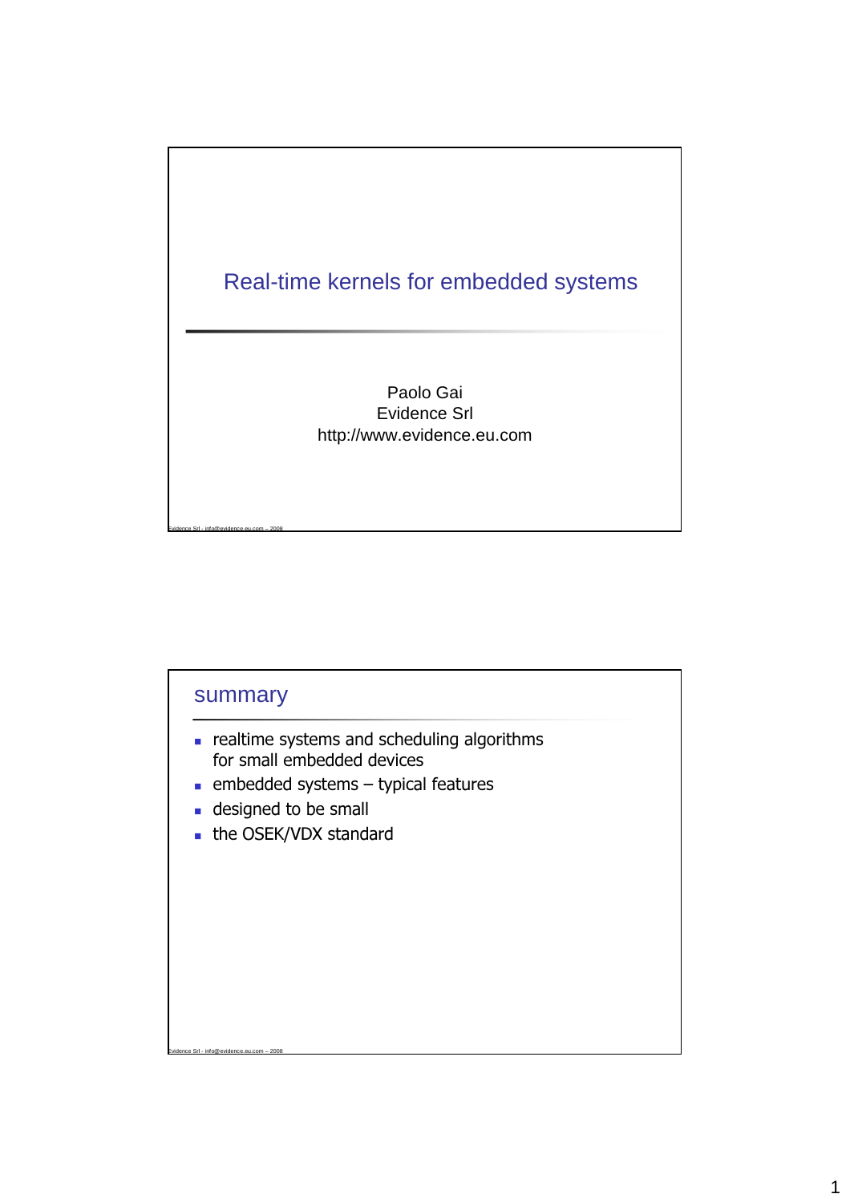# Real-time kernels for embedded systems

Paolo Gai
Evidence Srl
http://www.evidence.eu.com

## summary

- realtime systems and scheduling algorithms for small embedded devices
- embedded systems – typical features
- designed to be small
- the OSEK/VDX standard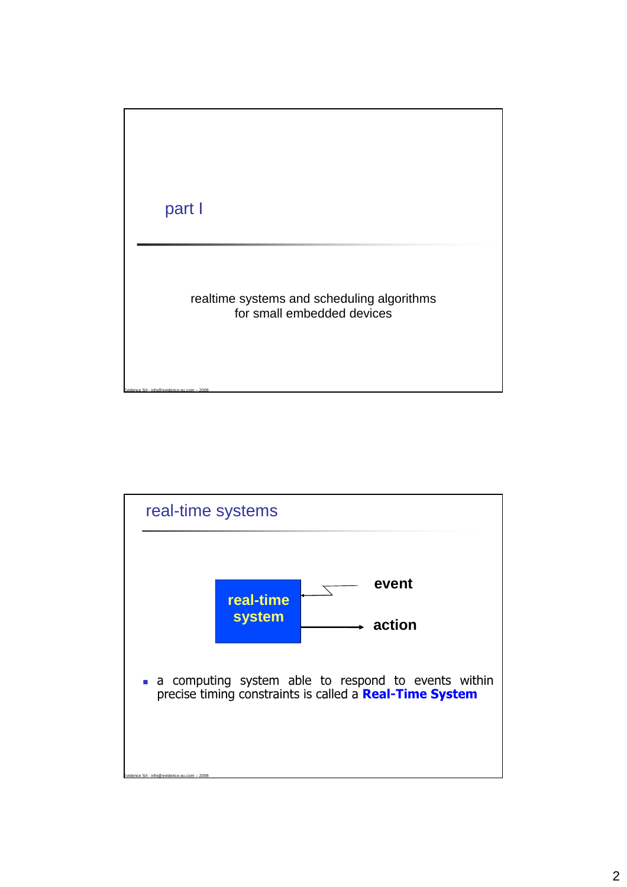## part I

realtime systems and scheduling algorithms
for small embedded devices

## real-time systems

**real-time system** ← event

**real-time system** → action

- a computing system able to respond to events within precise timing constraints is called a **Real-Time System**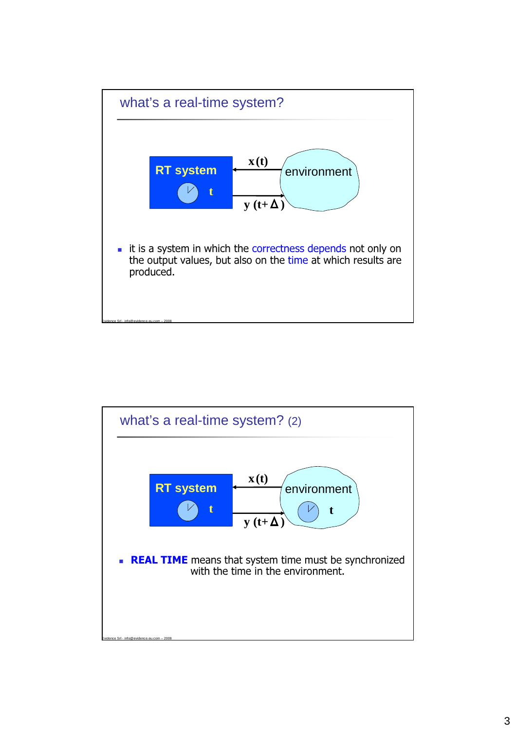## what's a real-time system?

RT system — t

$x(t)$ ←

→ $y(t+\Delta)$

environment

- it is a system in which the correctness depends not only on the output values, but also on the time at which results are produced.

## what's a real-time system? (2)

RT system — t

$x(t)$ ←

→ $y(t+\Delta)$

environment — t

- **REAL TIME** means that system time must be synchronized with the time in the environment.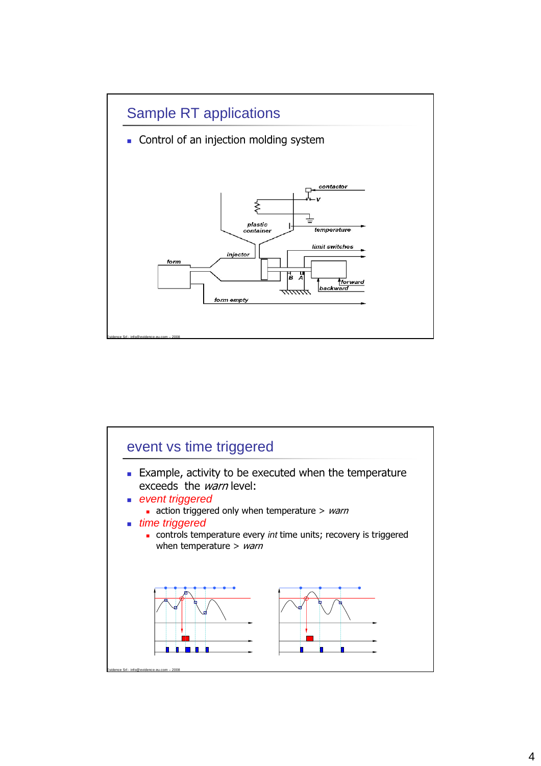## Sample RT applications

- Control of an injection molding system

## event vs time triggered

- Example, activity to be executed when the temperature exceeds the *warn* level:
- *event triggered*
  - action triggered only when temperature > *warn*
- *time triggered*
  - controls temperature every *int* time units; recovery is triggered when temperature > *warn*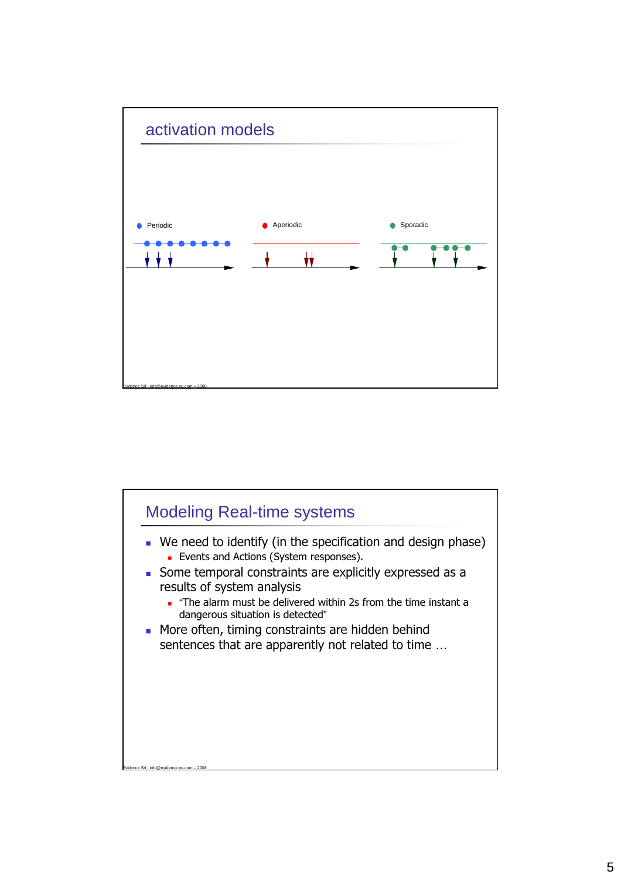## activation models

- Periodic
- Aperiodic
- Sporadic

## Modeling Real-time systems

- We need to identify (in the specification and design phase)
  - Events and Actions (System responses).
- Some temporal constraints are explicitly expressed as a results of system analysis
  - "The alarm must be delivered within 2s from the time instant a dangerous situation is detected"
- More often, timing constraints are hidden behind sentences that are apparently not related to time …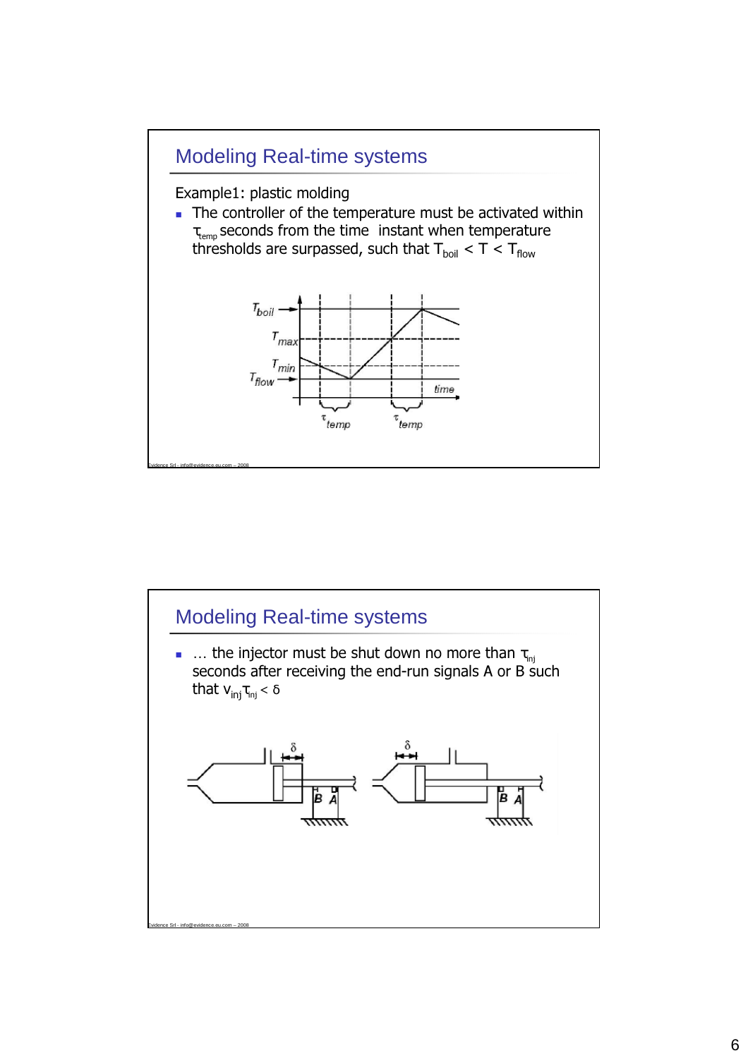## Modeling Real-time systems

Example1: plastic molding

- The controller of the temperature must be activated within $\tau_{temp}$ seconds from the time instant when temperature thresholds are surpassed, such that $T_{boil} < T < T_{flow}$

## Modeling Real-time systems

- … the injector must be shut down no more than $\tau_{inj}$ seconds after receiving the end-run signals A or B such that $v_{inj}\tau_{inj} < \delta$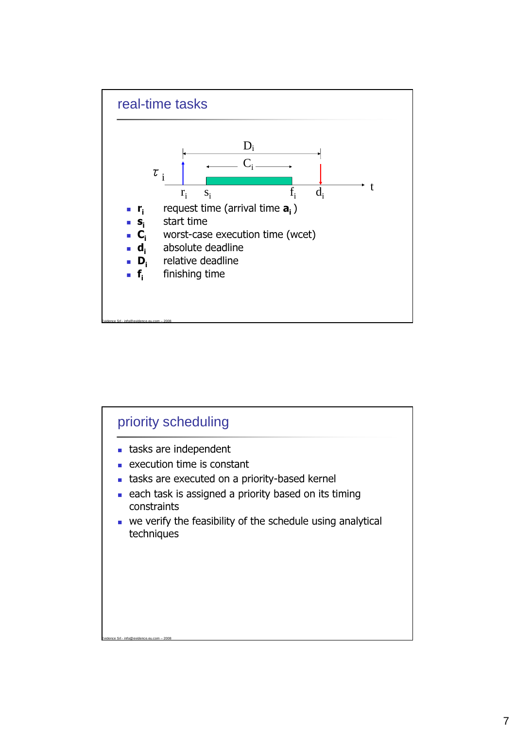## real-time tasks

- $r_i$ request time (arrival time $a_i$ )
- $s_i$ start time
- $C_i$ worst-case execution time (wcet)
- $d_i$ absolute deadline
- $D_i$ relative deadline
- $f_i$ finishing time

## priority scheduling

- tasks are independent
- execution time is constant
- tasks are executed on a priority-based kernel
- each task is assigned a priority based on its timing constraints
- we verify the feasibility of the schedule using analytical techniques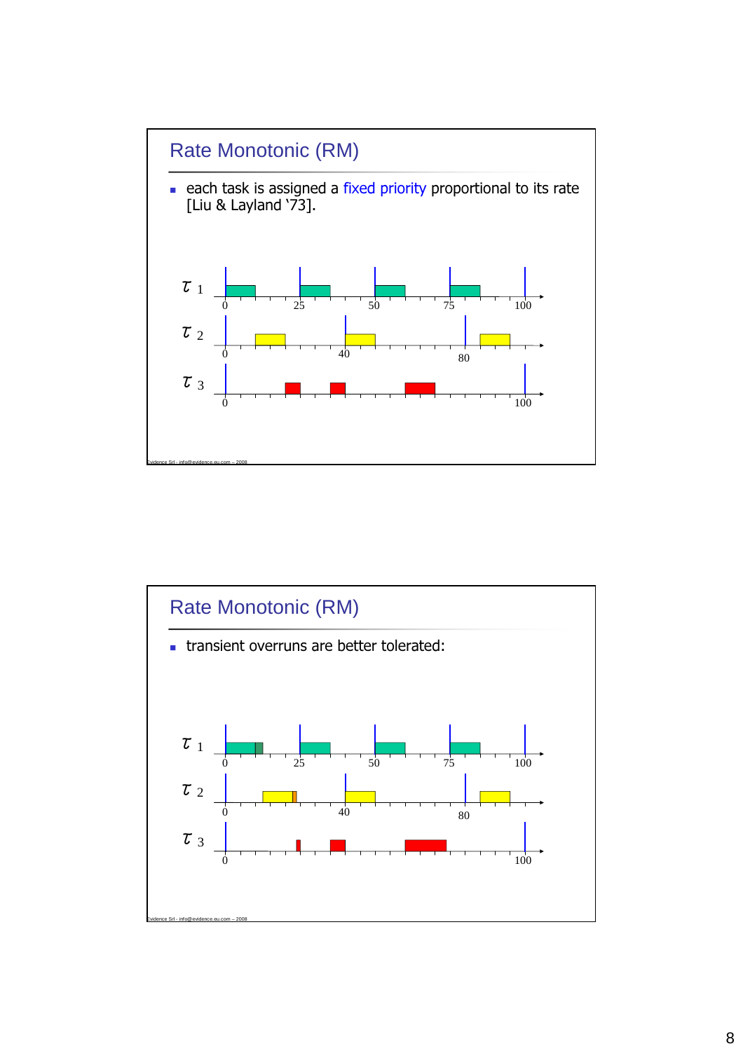## Rate Monotonic (RM)

- each task is assigned a fixed priority proportional to its rate [Liu & Layland '73].

$\tau_1$

0 25 50 75 100

$\tau_2$

0 40 80

$\tau_3$

0 100

Evidence Srl - info@evidence.eu.com – 2008

## Rate Monotonic (RM)

- transient overruns are better tolerated:

$\tau_1$

0 25 50 75 100

$\tau_2$

0 40 80

$\tau_3$

0 100

Evidence Srl - info@evidence.eu.com – 2008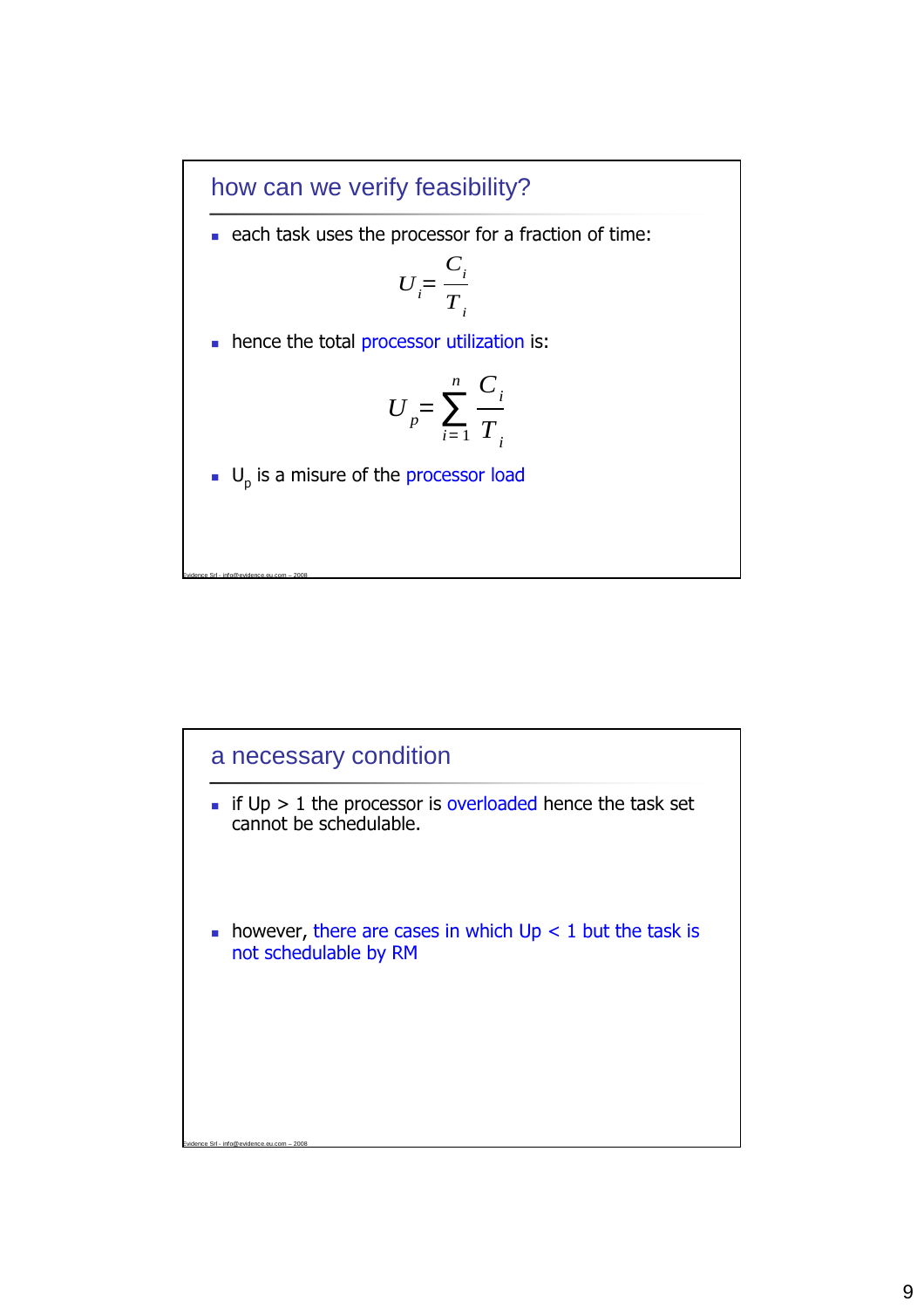## how can we verify feasibility?

- each task uses the processor for a fraction of time:

$$U_i = \frac{C_i}{T_i}$$

- hence the total processor utilization is:

$$U_p = \sum_{i=1}^{n} \frac{C_i}{T_i}$$

- $U_p$ is a misure of the processor load

## a necessary condition

- if Up > 1 the processor is overloaded hence the task set cannot be schedulable.

- however, there are cases in which Up < 1 but the task is not schedulable by RM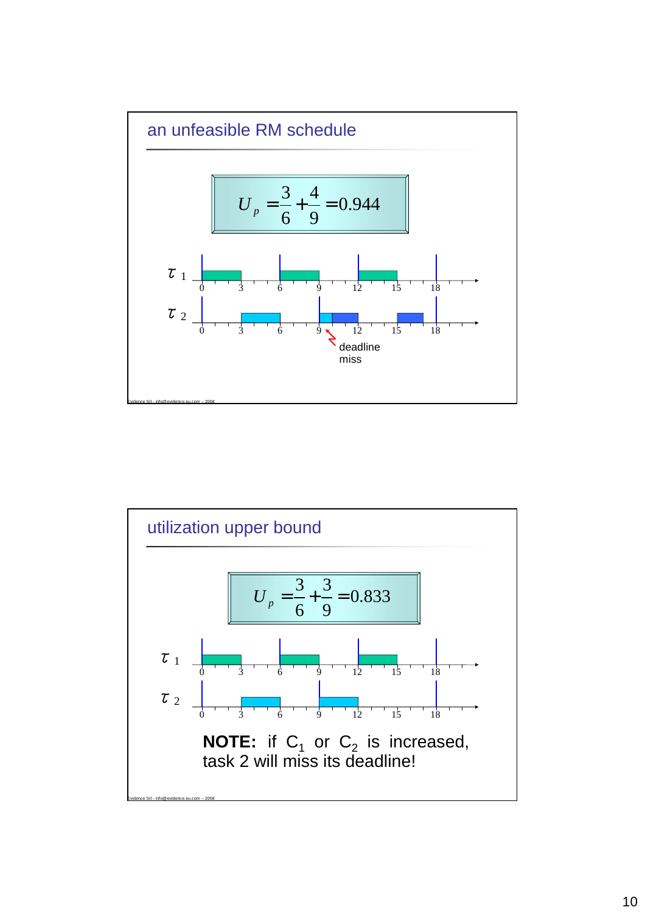## an unfeasible RM schedule

$$U_p = \frac{3}{6} + \frac{4}{9} = 0.944$$

$\tau_1$

$\tau_2$

deadline miss

## utilization upper bound

$$U_p = \frac{3}{6} + \frac{3}{9} = 0.833$$

$\tau_1$

$\tau_2$

**NOTE:** if $C_1$ or $C_2$ is increased, task 2 will miss its deadline!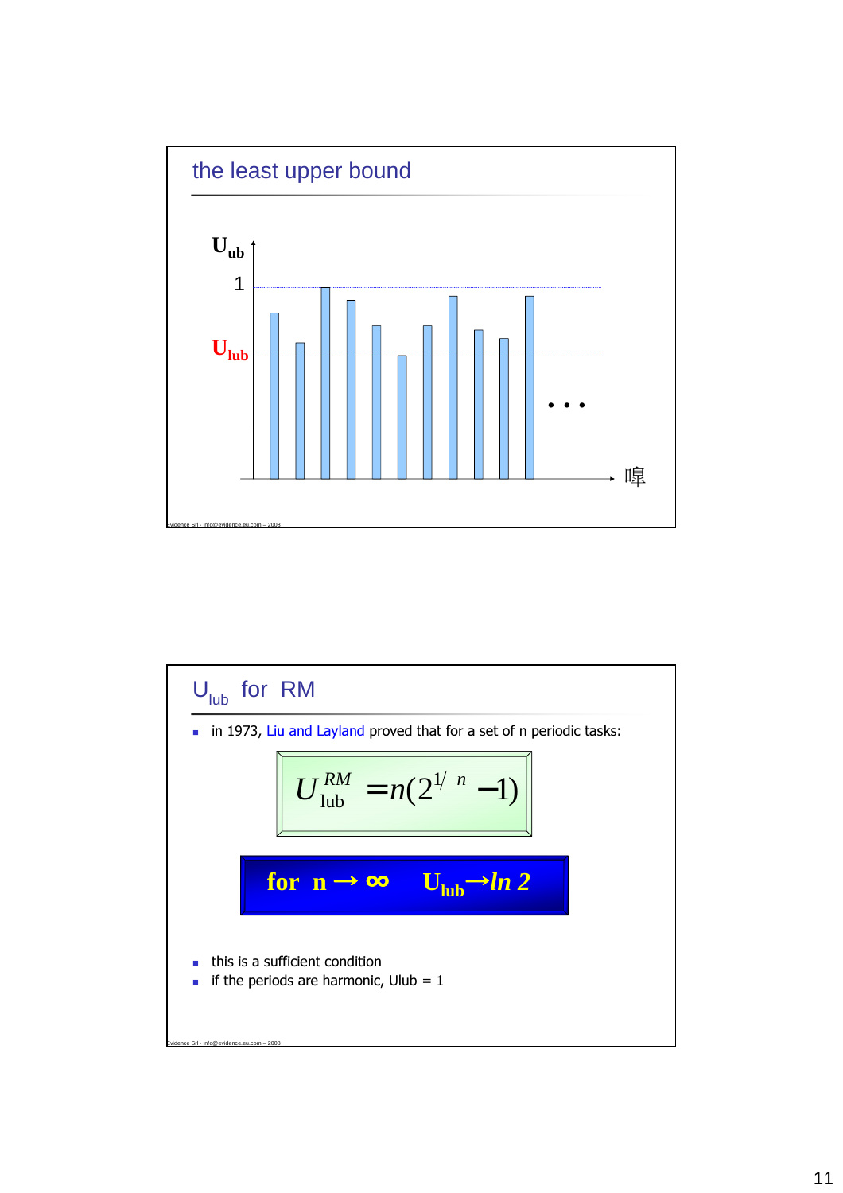## the least upper bound

$U_{ub}$

1

$U_{lub}$

• • •

嗥

## $U_{lub}$ for RM

- in 1973, Liu and Layland proved that for a set of n periodic tasks:

$$U_{lub}^{RM} = n(2^{1/n} - 1)$$

**for n → ∞   $U_{lub}$ → *ln 2***

- this is a sufficient condition
- if the periods are harmonic, Ulub = 1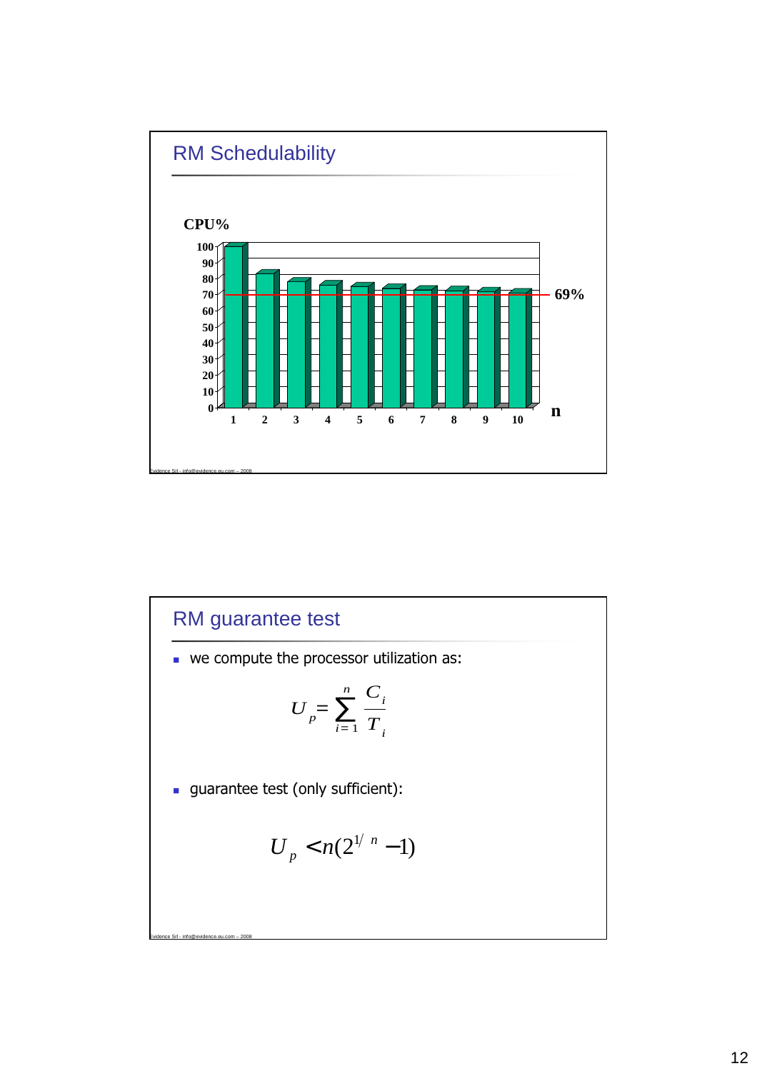## RM Schedulability

CPU%

| n | 1 | 2 | 3 | 4 | 5 | 6 | 7 | 8 | 9 | 10 |
|---|---|---|---|---|---|---|---|---|---|---|
| CPU% | 100 | 82.8 | 78 | 75.7 | 74.3 | 73.5 | 72.8 | 72.4 | 72 | 71.8 |

69%

## RM guarantee test

- we compute the processor utilization as:

$$U_p = \sum_{i=1}^{n} \frac{C_i}{T_i}$$

- guarantee test (only sufficient):

$$U_p < n(2^{1/n} - 1)$$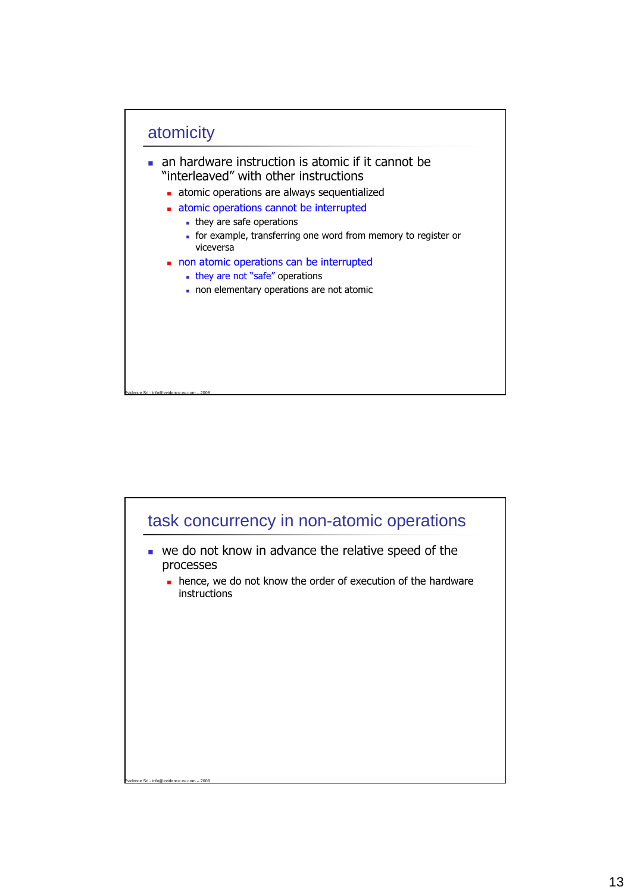## atomicity

- an hardware instruction is atomic if it cannot be "interleaved" with other instructions
  - atomic operations are always sequentialized
  - atomic operations cannot be interrupted
    - they are safe operations
    - for example, transferring one word from memory to register or viceversa
  - non atomic operations can be interrupted
    - they are not "safe" operations
    - non elementary operations are not atomic

## task concurrency in non-atomic operations

- we do not know in advance the relative speed of the processes
  - hence, we do not know the order of execution of the hardware instructions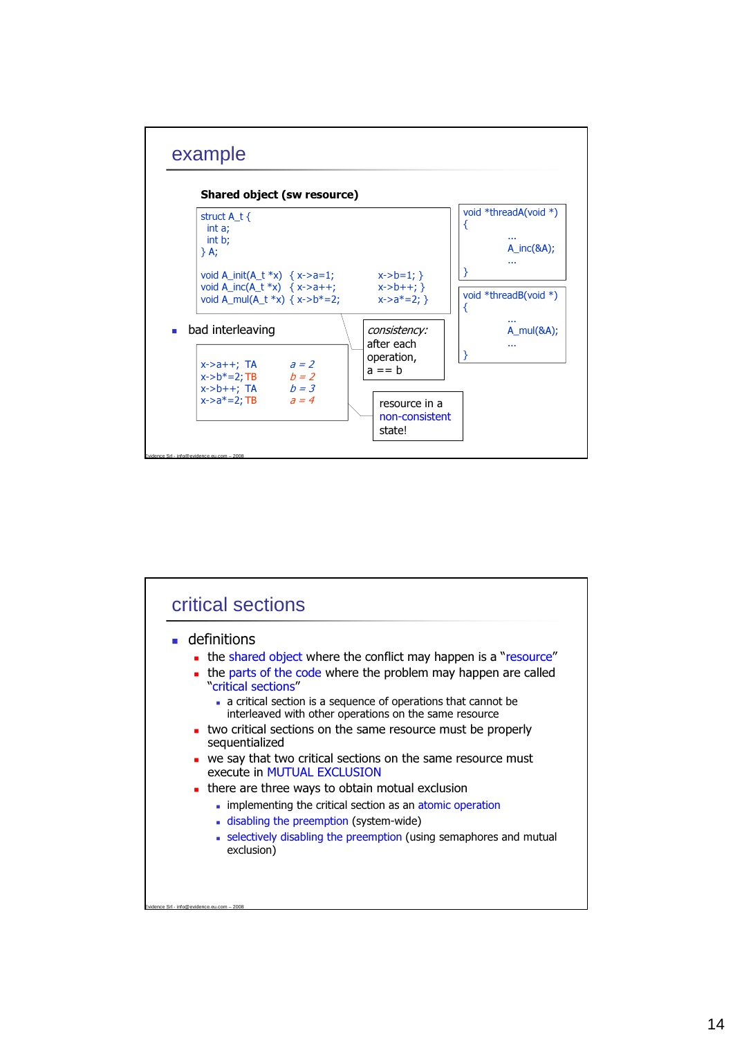## example

**Shared object (sw resource)**

```
struct A_t {
  int a;
  int b;
} A;

void A_init(A_t *x)  { x->a=1;        x->b=1; }
void A_inc(A_t *x)   { x->a++;        x->b++; }
void A_mul(A_t *x)   { x->b*=2;       x->a*=2; }
```

```
void *threadA(void *)
{
        ...
        A_inc(&A);
        ...
}
```

```
void *threadB(void *)
{
        ...
        A_mul(&A);
        ...
}
```

- bad interleaving

```
x->a++;  TA     a = 2
x->b*=2; TB     b = 2
x->b++;  TA     b = 3
x->a*=2; TB     a = 4
```

*consistency:* after each operation, a == b

resource in a non-consistent state!

## critical sections

- definitions
  - the shared object where the conflict may happen is a "resource"
  - the parts of the code where the problem may happen are called "critical sections"
    - a critical section is a sequence of operations that cannot be interleaved with other operations on the same resource
  - two critical sections on the same resource must be properly sequentialized
  - we say that two critical sections on the same resource must execute in MUTUAL EXCLUSION
  - there are three ways to obtain motual exclusion
    - implementing the critical section as an atomic operation
    - disabling the preemption (system-wide)
    - selectively disabling the preemption (using semaphores and mutual exclusion)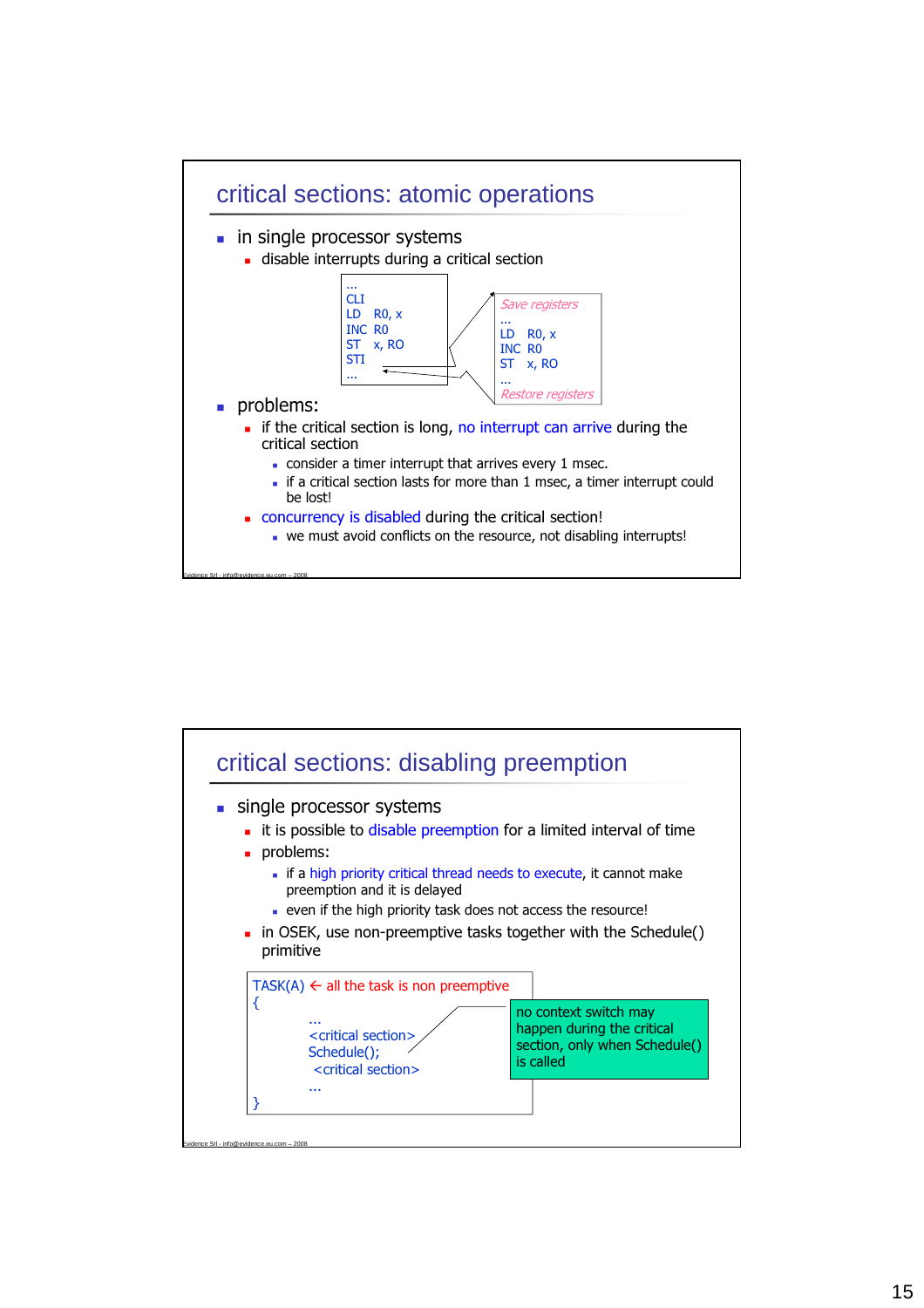## critical sections: atomic operations

- in single processor systems
  - disable interrupts during a critical section

```
...
CLI
LD   R0, x
INC  R0
ST   x, RO
STI
...
```

```
Save registers
...
LD   R0, x
INC  R0
ST   x, RO
...
Restore registers
```

- problems:
  - if the critical section is long, no interrupt can arrive during the critical section
    - consider a timer interrupt that arrives every 1 msec.
    - if a critical section lasts for more than 1 msec, a timer interrupt could be lost!
  - concurrency is disabled during the critical section!
    - we must avoid conflicts on the resource, not disabling interrupts!

## critical sections: disabling preemption

- single processor systems
  - it is possible to disable preemption for a limited interval of time
  - problems:
    - if a high priority critical thread needs to execute, it cannot make preemption and it is delayed
    - even if the high priority task does not access the resource!
  - in OSEK, use non-preemptive tasks together with the Schedule() primitive

```
TASK(A) ← all the task is non preemptive
{
    ...
    <critical section>
    Schedule();
     <critical section>
    ...
}
```

no context switch may happen during the critical section, only when Schedule() is called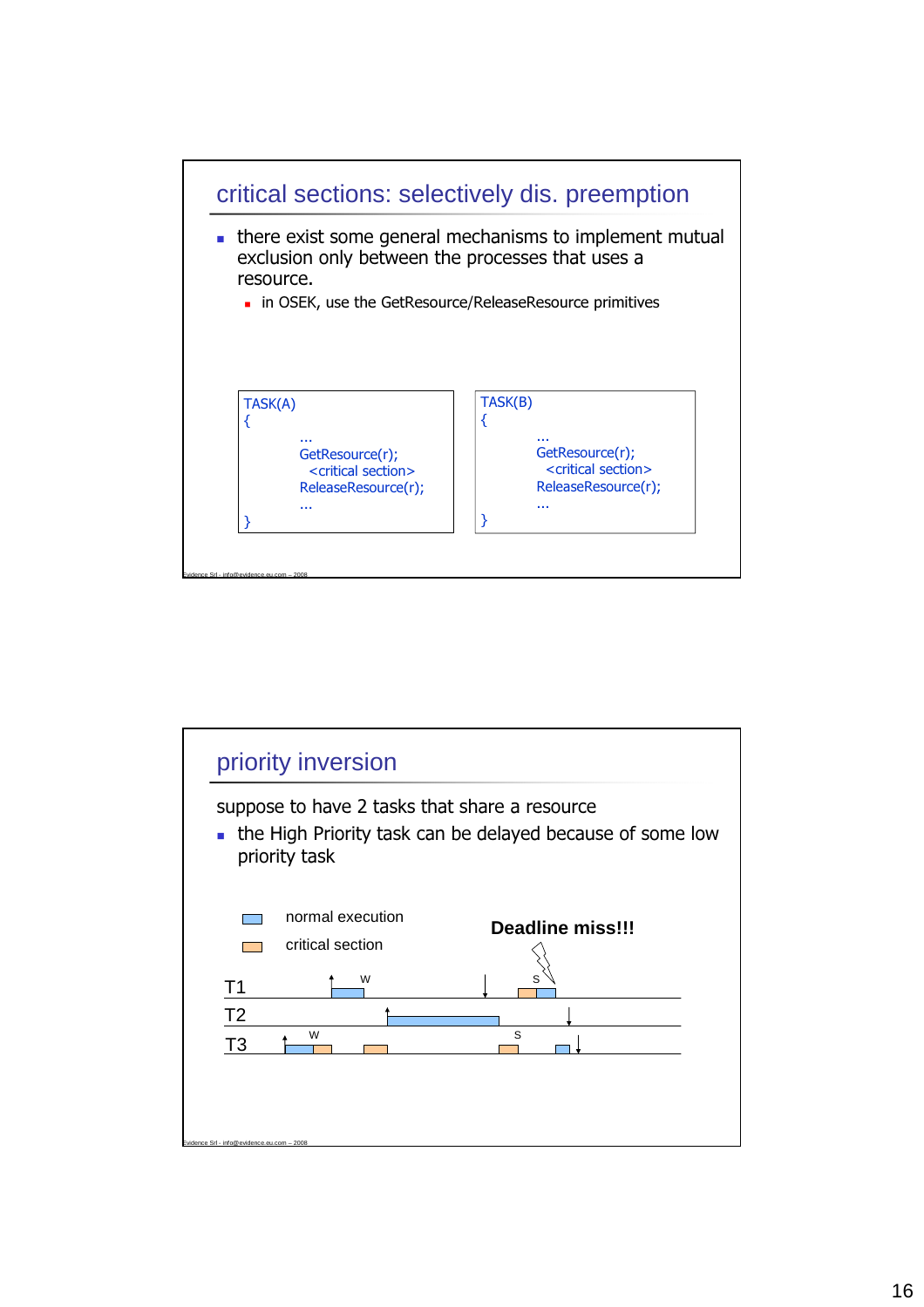## critical sections: selectively dis. preemption

- there exist some general mechanisms to implement mutual exclusion only between the processes that uses a resource.
  - in OSEK, use the GetResource/ReleaseResource primitives

```
TASK(A)
{
        ...
        GetResource(r);
          <critical section>
        ReleaseResource(r);
        ...
}
```

```
TASK(B)
{
        ...
        GetResource(r);
          <critical section>
        ReleaseResource(r);
        ...
}
```

## priority inversion

suppose to have 2 tasks that share a resource

- the High Priority task can be delayed because of some low priority task

normal execution

critical section

**Deadline miss!!!**

T1 W S

T2

T3 W S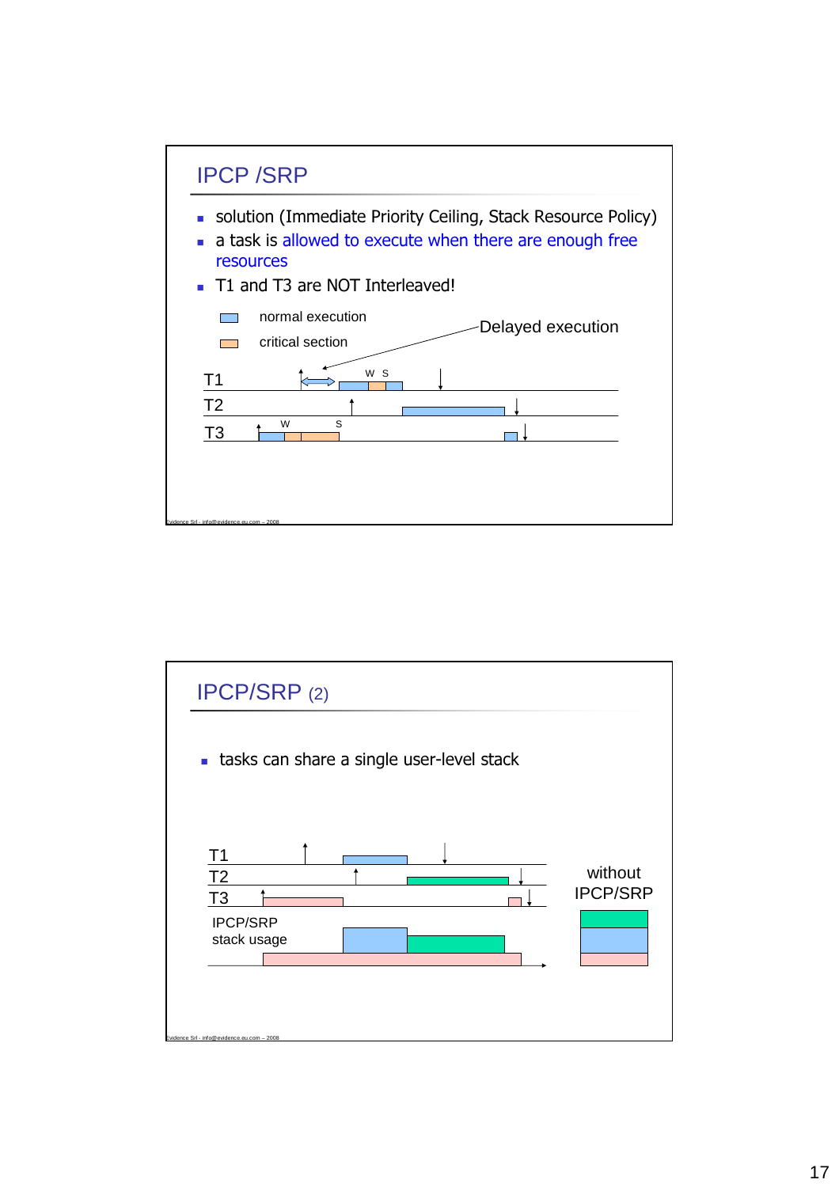## IPCP /SRP

- solution (Immediate Priority Ceiling, Stack Resource Policy)
- a task is allowed to execute when there are enough free resources
- T1 and T3 are NOT Interleaved!

normal execution

critical section

Delayed execution

T1 W S

T2

T3 W S

Evidence Srl - info@evidence.eu.com – 2008

## IPCP/SRP (2)

- tasks can share a single user-level stack

T1

T2

T3

IPCP/SRP stack usage

without IPCP/SRP

Evidence Srl - info@evidence.eu.com – 2008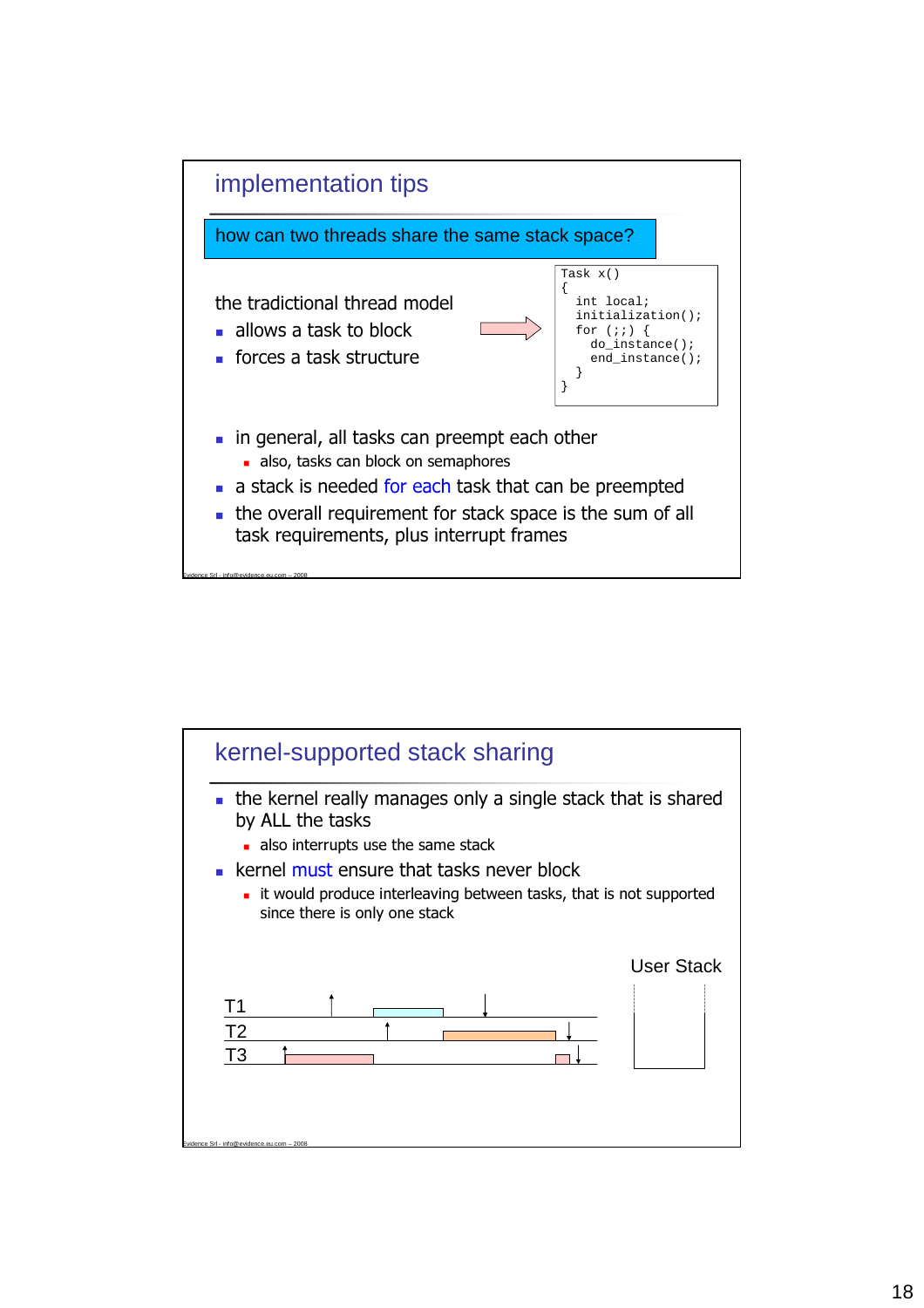## implementation tips

**how can two threads share the same stack space?**

the tradictional thread model

- allows a task to block
- forces a task structure

```
Task x()
{
  int local;
  initialization();
  for (;;) {
    do_instance();
    end_instance();
  }
}
```

- in general, all tasks can preempt each other
  - also, tasks can block on semaphores
- a stack is needed for each task that can be preempted
- the overall requirement for stack space is the sum of all task requirements, plus interrupt frames

Evidence Srl - info@evidence.eu.com – 2008

## kernel-supported stack sharing

- the kernel really manages only a single stack that is shared by ALL the tasks
  - also interrupts use the same stack
- kernel must ensure that tasks never block
  - it would produce interleaving between tasks, that is not supported since there is only one stack

T1

T2

T3

User Stack

Evidence Srl - info@evidence.eu.com – 2008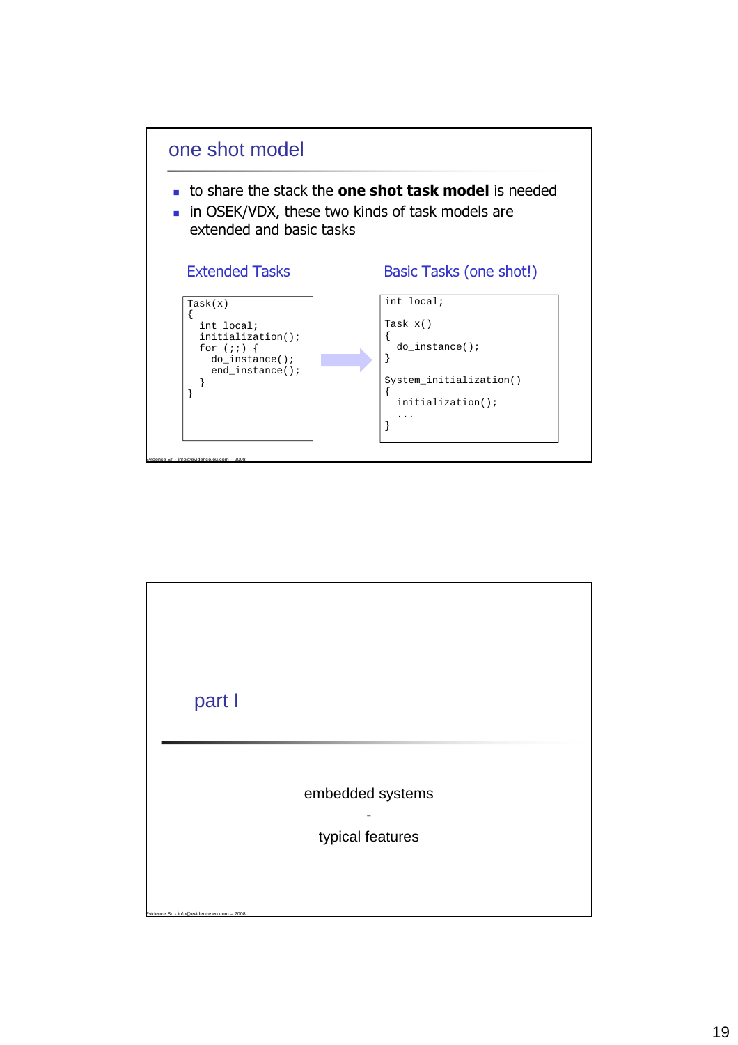## one shot model

- to share the stack the **one shot task model** is needed
- in OSEK/VDX, these two kinds of task models are extended and basic tasks

### Extended Tasks

```
Task(x)
{
  int local;
  initialization();
  for (;;) {
    do_instance();
    end_instance();
  }
}
```

### Basic Tasks (one shot!)

```
int local;

Task x()
{
  do_instance();
}

System_initialization()
{
  initialization();
  ...
}
```

Evidence Srl - info@evidence.eu.com – 2008

## part I

embedded systems

-

typical features

Evidence Srl - info@evidence.eu.com – 2008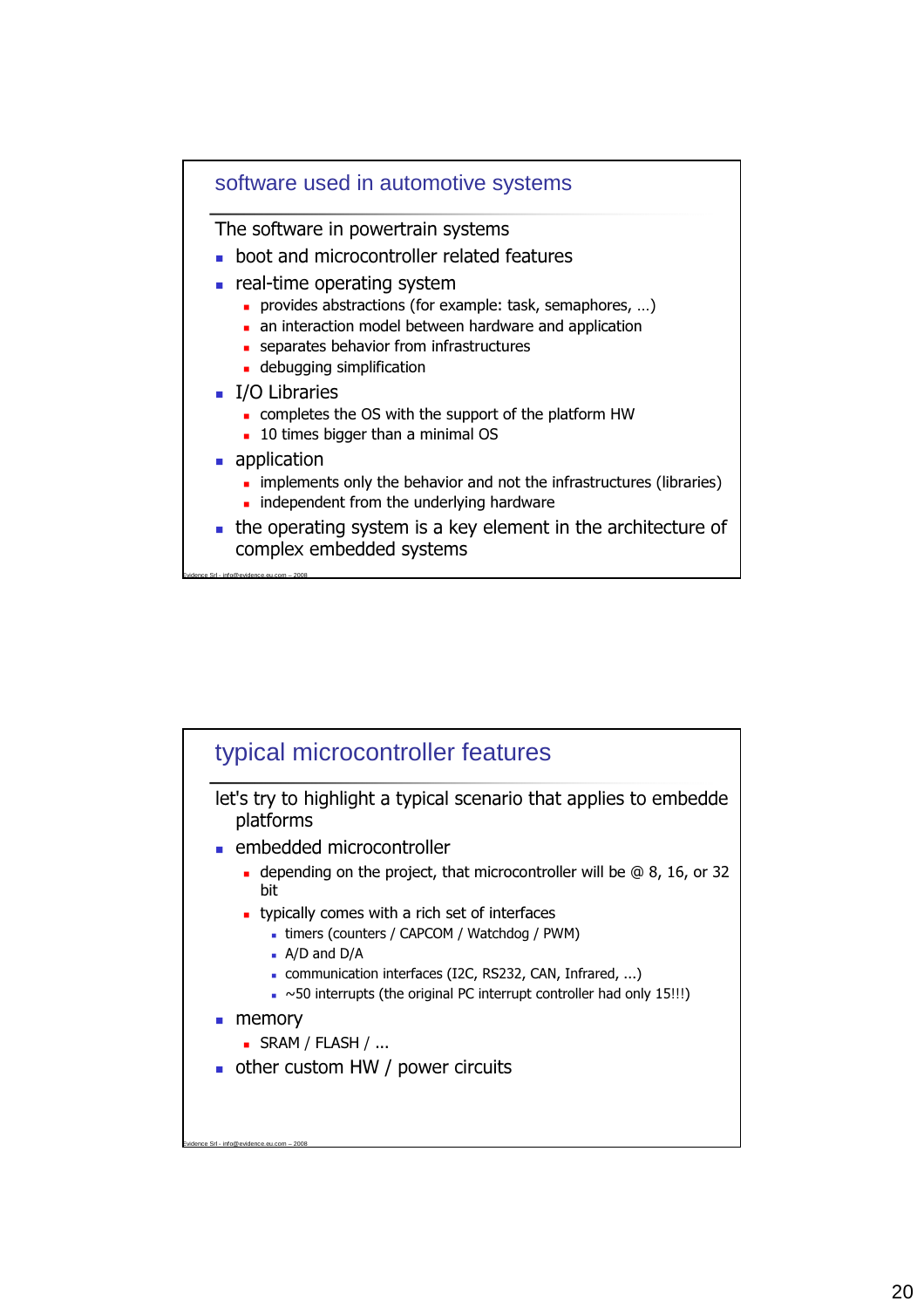## software used in automotive systems

The software in powertrain systems

- boot and microcontroller related features
- real-time operating system
  - provides abstractions (for example: task, semaphores, …)
  - an interaction model between hardware and application
  - separates behavior from infrastructures
  - debugging simplification
- I/O Libraries
  - completes the OS with the support of the platform HW
  - 10 times bigger than a minimal OS
- application
  - implements only the behavior and not the infrastructures (libraries)
  - independent from the underlying hardware
- the operating system is a key element in the architecture of complex embedded systems

Evidence Srl - info@evidence.eu.com – 2008

## typical microcontroller features

let's try to highlight a typical scenario that applies to embedde platforms

- embedded microcontroller
  - depending on the project, that microcontroller will be @ 8, 16, or 32 bit
  - typically comes with a rich set of interfaces
    - timers (counters / CAPCOM / Watchdog / PWM)
    - A/D and D/A
    - communication interfaces (I2C, RS232, CAN, Infrared, ...)
    - ~50 interrupts (the original PC interrupt controller had only 15!!!)
- memory
  - SRAM / FLASH / ...
- other custom HW / power circuits

Evidence Srl - info@evidence.eu.com – 2008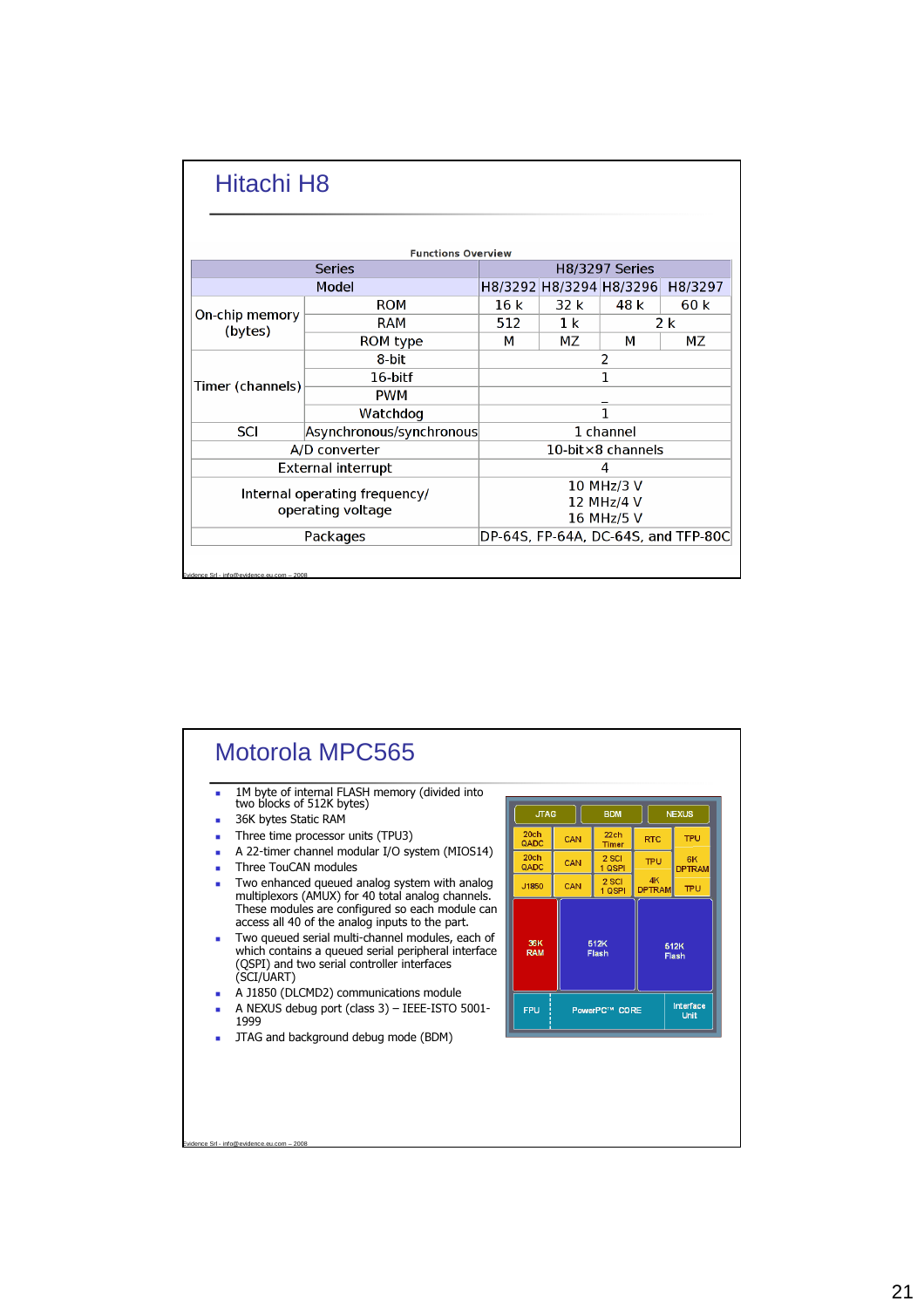# Hitachi H8

**Functions Overview**

| Series | | H8/3297 Series | | | |
|---|---|---|---|---|---|
| Model | | H8/3292 | H8/3294 | H8/3296 | H8/3297 |
| On-chip memory (bytes) | ROM | 16 k | 32 k | 48 k | 60 k |
| | RAM | 512 | 1 k | 2 k | |
| | ROM type | M | MZ | M | MZ |
| Timer (channels) | 8-bit | 2 | | | |
| | 16-bitf | 1 | | | |
| | PWM | _ | | | |
| | Watchdog | 1 | | | |
| SCI | Asynchronous/synchronous | 1 channel | | | |
| A/D converter | | 10-bit×8 channels | | | |
| External interrupt | | 4 | | | |
| Internal operating frequency/ operating voltage | | 10 MHz/3 V<br>12 MHz/4 V<br>16 MHz/5 V | | | |
| Packages | | DP-64S, FP-64A, DC-64S, and TFP-80C | | | |

Evidence Srl - info@evidence.eu.com – 2008

# Motorola MPC565

- 1M byte of internal FLASH memory (divided into two blocks of 512K bytes)
- 36K bytes Static RAM
- Three time processor units (TPU3)
- A 22-timer channel modular I/O system (MIOS14)
- Three TouCAN modules
- Two enhanced queued analog system with analog multiplexors (AMUX) for 40 total analog channels. These modules are configured so each module can access all 40 of the analog inputs to the part.
- Two queued serial multi-channel modules, each of which contains a queued serial peripheral interface (QSPI) and two serial controller interfaces (SCI/UART)
- A J1850 (DLCMD2) communications module
- A NEXUS debug port (class 3) – IEEE-ISTO 5001-1999
- JTAG and background debug mode (BDM)

| JTAG | | BDM | | NEXUS |
|---|---|---|---|---|
| 20ch QADC | CAN | 22ch Timer | RTC | TPU |
| 20ch QADC | CAN | 2 SCI 1 QSPI | TPU | 6K DPTRAM |
| J1850 | CAN | 2 SCI 1 QSPI | 4K DPTRAM | TPU |
| 36K RAM | 512K Flash | | 512K Flash | |
| FPU | PowerPC™ CORE | | Interface Unit | |

Evidence Srl - info@evidence.eu.com – 2008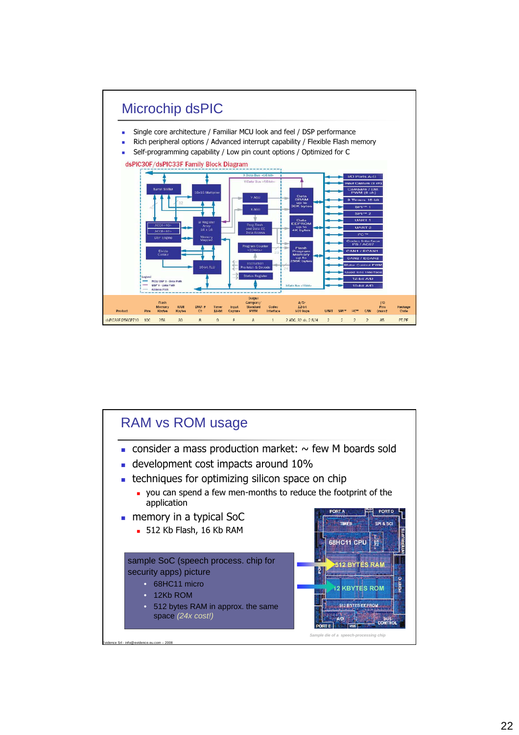## Microchip dsPIC

- Single core architecture / Familiar MCU look and feel / DSP performance
- Rich peripheral options / Advanced interrupt capability / Flexible Flash memory
- Self-programming capability / Low pin count options / Optimized for C

dsPIC30F/dsPIC33F Family Block Diagram

| Product | Pins | Flash Memory Kbytes | RAM Kbytes | DMA # Ch | Timer 16-bit | Input Capture | Output Compare/ Standard PWM | Codec Interface | A/D- 12-bit 500 ksps | UART | SPI™ | I2C™ | CAN | I/O Pins (max)† | Package Code |
|---|---|---|---|---|---|---|---|---|---|---|---|---|---|---|---|
| dsPIC33FJ256GP710 | 100 | 256 | 30 | 8 | 9 | 8 | 8 | 1 | 2 ADC, 32 ch, 2 S/H | 2 | 2 | 2 | 2 | 85 | PT, PF |

## RAM vs ROM usage

- consider a mass production market: ~ few M boards sold
- development cost impacts around 10%
- techniques for optimizing silicon space on chip
  - you can spend a few men-months to reduce the footprint of the application
- memory in a typical SoC
  - 512 Kb Flash, 16 Kb RAM

sample SoC (speech process. chip for security apps) picture

- 68HC11 micro
- 12Kb ROM
- 512 bytes RAM in approx. the same space *(24x cost!)*

Sample die of a speech-processing chip

Evidence Srl - info@evidence.eu.com – 2008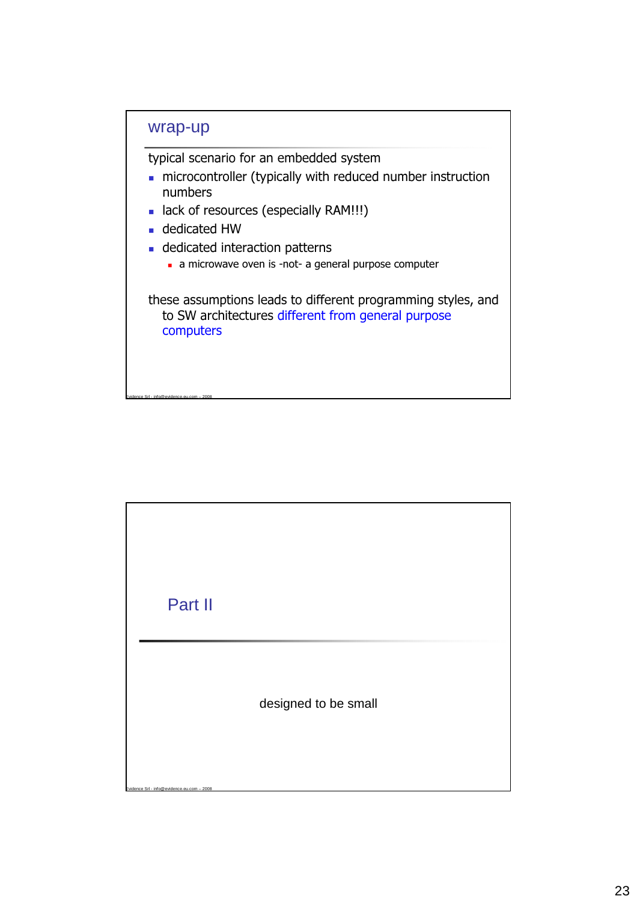## wrap-up

typical scenario for an embedded system

- microcontroller (typically with reduced number instruction numbers
- lack of resources (especially RAM!!!)
- dedicated HW
- dedicated interaction patterns
  - a microwave oven is -not- a general purpose computer

these assumptions leads to different programming styles, and to SW architectures different from general purpose computers

## Part II

designed to be small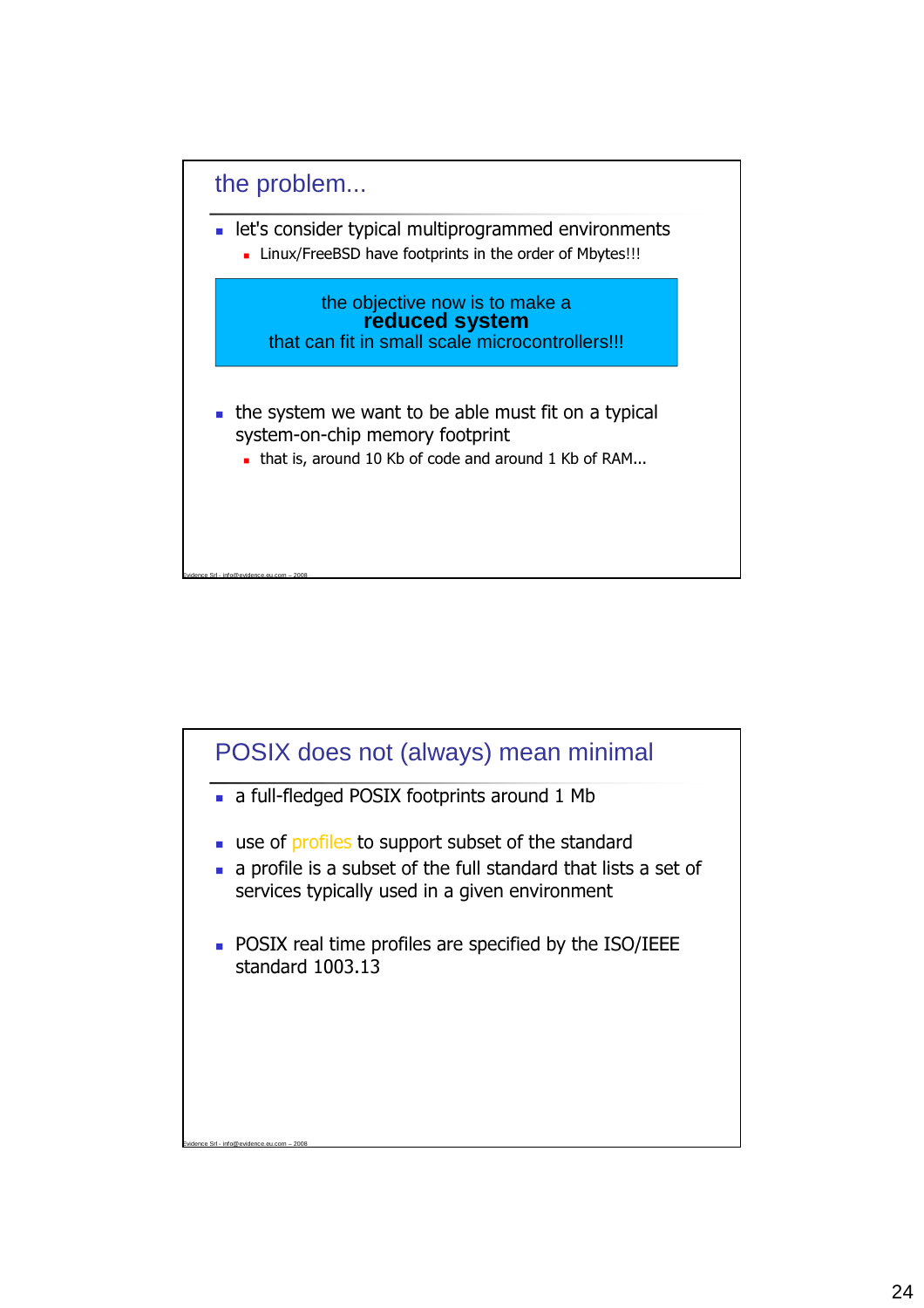## the problem...

- let's consider typical multiprogrammed environments
  - Linux/FreeBSD have footprints in the order of Mbytes!!!

the objective now is to make a
**reduced system**
that can fit in small scale microcontrollers!!!

- the system we want to be able must fit on a typical system-on-chip memory footprint
  - that is, around 10 Kb of code and around 1 Kb of RAM...

## POSIX does not (always) mean minimal

- a full-fledged POSIX footprints around 1 Mb

- use of profiles to support subset of the standard
- a profile is a subset of the full standard that lists a set of services typically used in a given environment

- POSIX real time profiles are specified by the ISO/IEEE standard 1003.13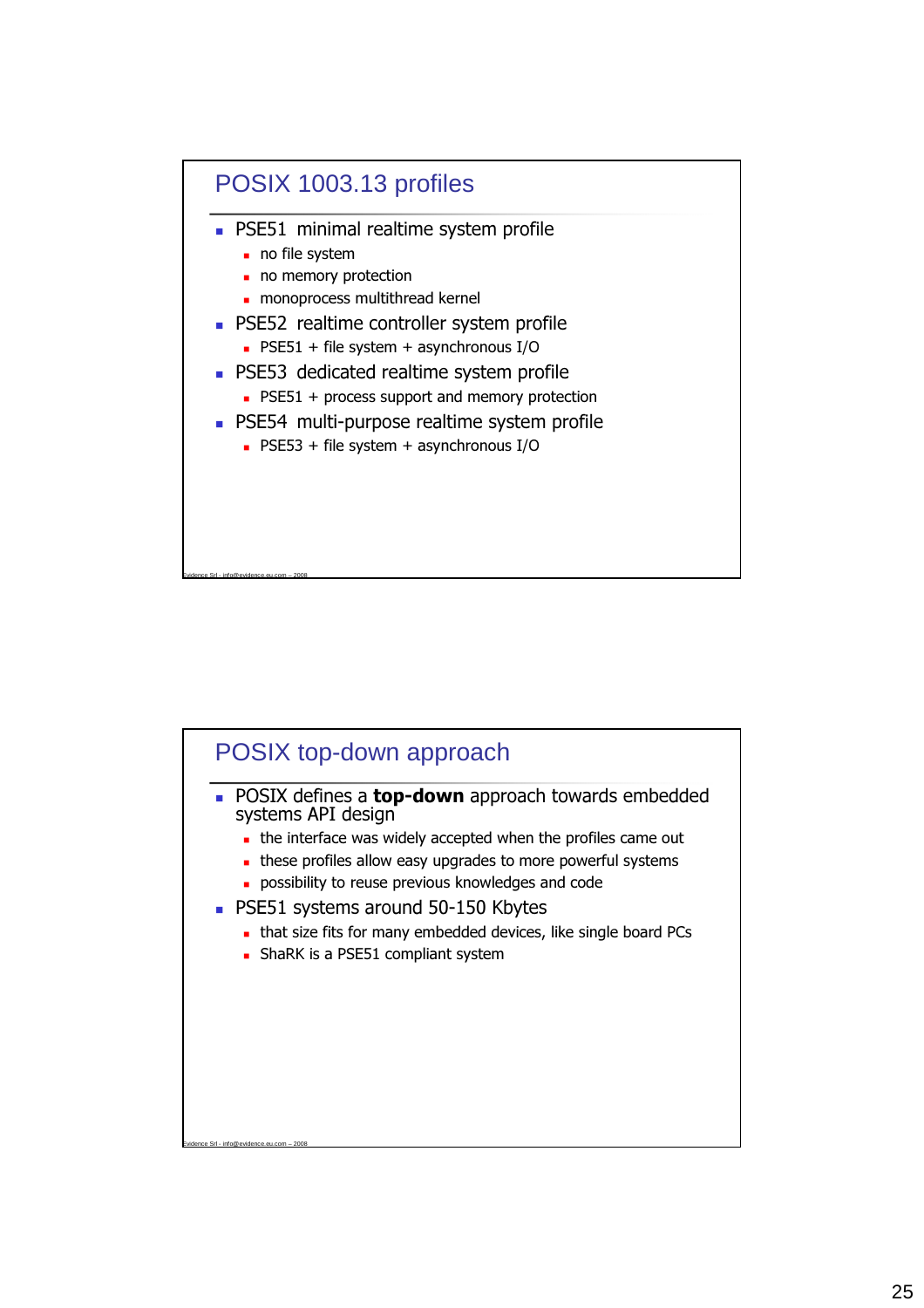## POSIX 1003.13 profiles

- PSE51 minimal realtime system profile
  - no file system
  - no memory protection
  - monoprocess multithread kernel
- PSE52 realtime controller system profile
  - PSE51 + file system + asynchronous I/O
- PSE53 dedicated realtime system profile
  - PSE51 + process support and memory protection
- PSE54 multi-purpose realtime system profile
  - PSE53 + file system + asynchronous I/O

## POSIX top-down approach

- POSIX defines a **top-down** approach towards embedded systems API design
  - the interface was widely accepted when the profiles came out
  - these profiles allow easy upgrades to more powerful systems
  - possibility to reuse previous knowledges and code
- PSE51 systems around 50-150 Kbytes
  - that size fits for many embedded devices, like single board PCs
  - ShaRK is a PSE51 compliant system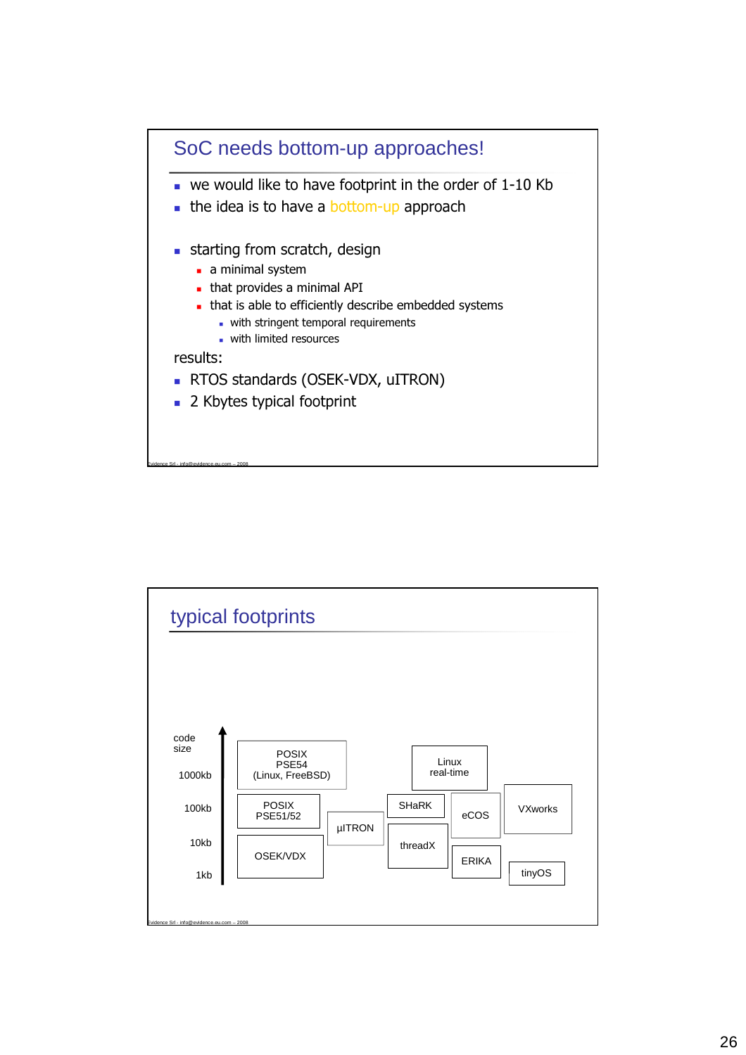## SoC needs bottom-up approaches!

- we would like to have footprint in the order of 1-10 Kb
- the idea is to have a bottom-up approach

- starting from scratch, design
  - a minimal system
  - that provides a minimal API
  - that is able to efficiently describe embedded systems
    - with stringent temporal requirements
    - with limited resources

results:

- RTOS standards (OSEK-VDX, uITRON)
- 2 Kbytes typical footprint

## typical footprints

code size

1000kb

100kb

10kb

1kb

POSIX PSE54 (Linux, FreeBSD)

POSIX PSE51/52

OSEK/VDX

µITRON

SHaRK

threadX

Linux real-time

eCOS

ERIKA

VXworks

tinyOS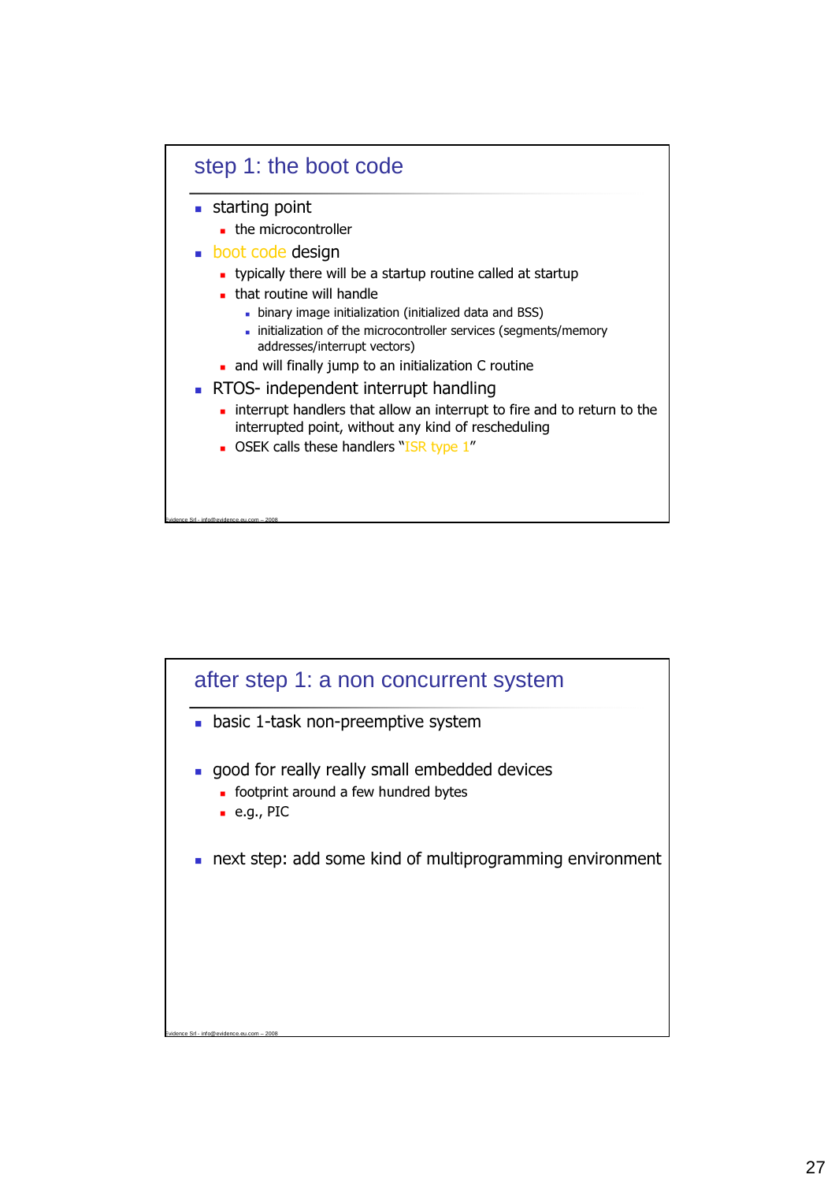## step 1: the boot code

- starting point
  - the microcontroller
- boot code design
  - typically there will be a startup routine called at startup
  - that routine will handle
    - binary image initialization (initialized data and BSS)
    - initialization of the microcontroller services (segments/memory addresses/interrupt vectors)
  - and will finally jump to an initialization C routine
- RTOS- independent interrupt handling
  - interrupt handlers that allow an interrupt to fire and to return to the interrupted point, without any kind of rescheduling
  - OSEK calls these handlers "ISR type 1"

Evidence Srl - info@evidence.eu.com – 2008

## after step 1: a non concurrent system

- basic 1-task non-preemptive system
- good for really really small embedded devices
  - footprint around a few hundred bytes
  - e.g., PIC
- next step: add some kind of multiprogramming environment

Evidence Srl - info@evidence.eu.com – 2008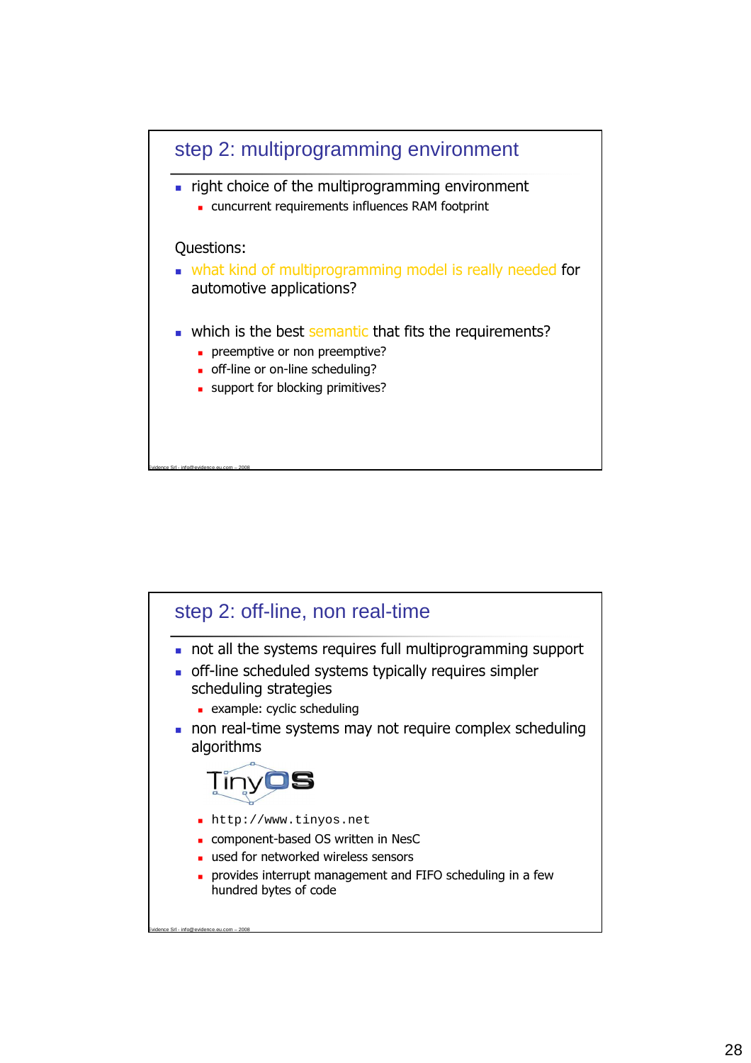## step 2: multiprogramming environment

- right choice of the multiprogramming environment
  - cuncurrent requirements influences RAM footprint

Questions:

- what kind of multiprogramming model is really needed for automotive applications?
- which is the best semantic that fits the requirements?
  - preemptive or non preemptive?
  - off-line or on-line scheduling?
  - support for blocking primitives?

## step 2: off-line, non real-time

- not all the systems requires full multiprogramming support
- off-line scheduled systems typically requires simpler scheduling strategies
  - example: cyclic scheduling
- non real-time systems may not require complex scheduling algorithms

TinyOS

  - `http://www.tinyos.net`
  - component-based OS written in NesC
  - used for networked wireless sensors
  - provides interrupt management and FIFO scheduling in a few hundred bytes of code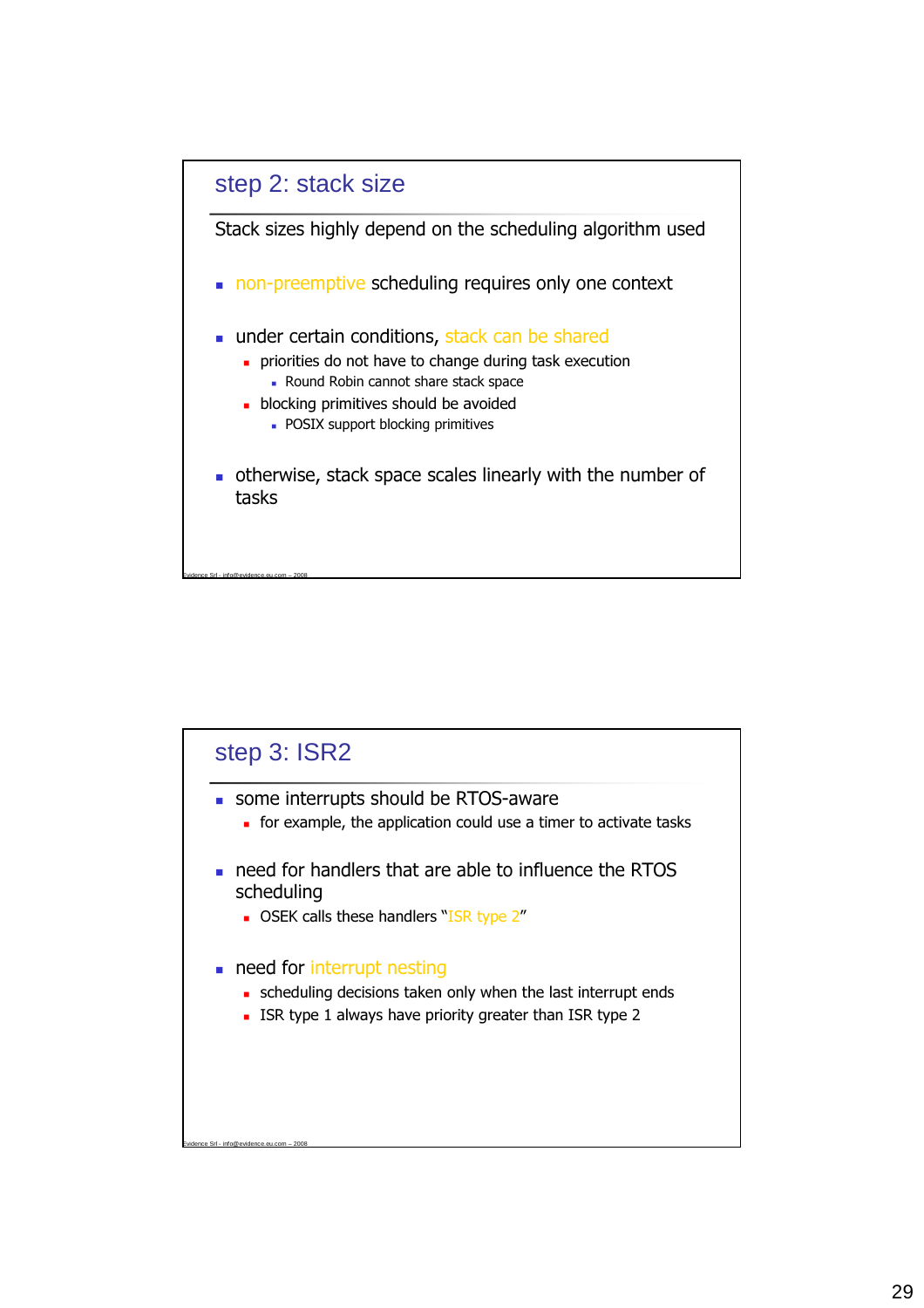## step 2: stack size

Stack sizes highly depend on the scheduling algorithm used

- non-preemptive scheduling requires only one context
- under certain conditions, stack can be shared
  - priorities do not have to change during task execution
    - Round Robin cannot share stack space
  - blocking primitives should be avoided
    - POSIX support blocking primitives
- otherwise, stack space scales linearly with the number of tasks

Evidence Srl - info@evidence.eu.com – 2008

## step 3: ISR2

- some interrupts should be RTOS-aware
  - for example, the application could use a timer to activate tasks
- need for handlers that are able to influence the RTOS scheduling
  - OSEK calls these handlers "ISR type 2"
- need for interrupt nesting
  - scheduling decisions taken only when the last interrupt ends
  - ISR type 1 always have priority greater than ISR type 2

Evidence Srl - info@evidence.eu.com – 2008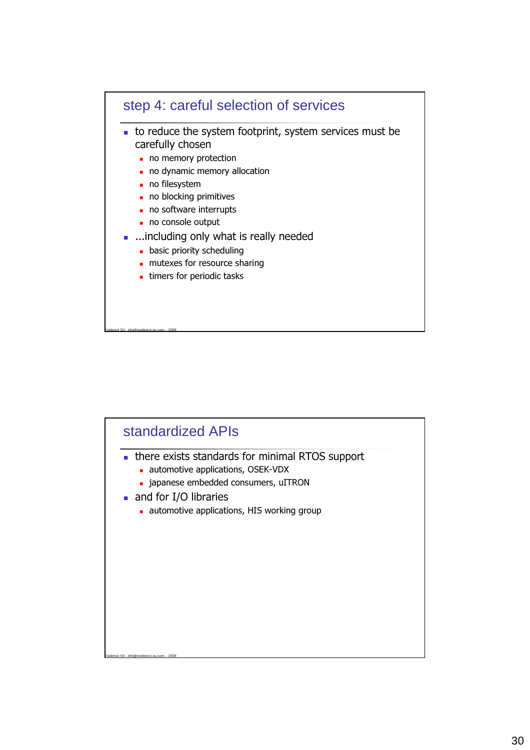## step 4: careful selection of services

- to reduce the system footprint, system services must be carefully chosen
  - no memory protection
  - no dynamic memory allocation
  - no filesystem
  - no blocking primitives
  - no software interrupts
  - no console output
- ...including only what is really needed
  - basic priority scheduling
  - mutexes for resource sharing
  - timers for periodic tasks

Evidence Srl - info@evidence.eu.com – 2008

## standardized APIs

- there exists standards for minimal RTOS support
  - automotive applications, OSEK-VDX
  - japanese embedded consumers, uITRON
- and for I/O libraries
  - automotive applications, HIS working group

Evidence Srl - info@evidence.eu.com – 2008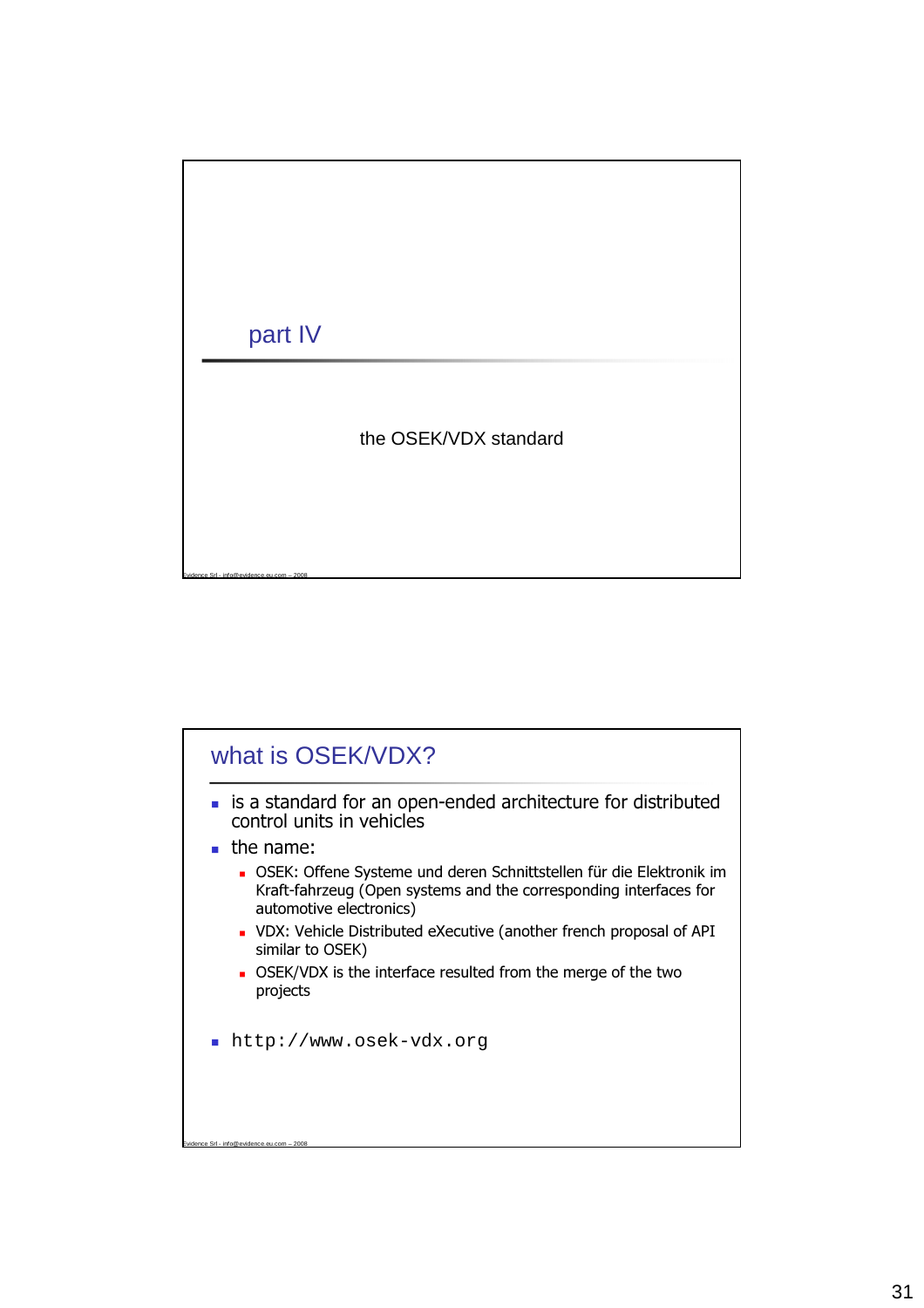## part IV

the OSEK/VDX standard

## what is OSEK/VDX?

- is a standard for an open-ended architecture for distributed control units in vehicles
- the name:
  - OSEK: Offene Systeme und deren Schnittstellen für die Elektronik im Kraft-fahrzeug (Open systems and the corresponding interfaces for automotive electronics)
  - VDX: Vehicle Distributed eXecutive (another french proposal of API similar to OSEK)
  - OSEK/VDX is the interface resulted from the merge of the two projects

- `http://www.osek-vdx.org`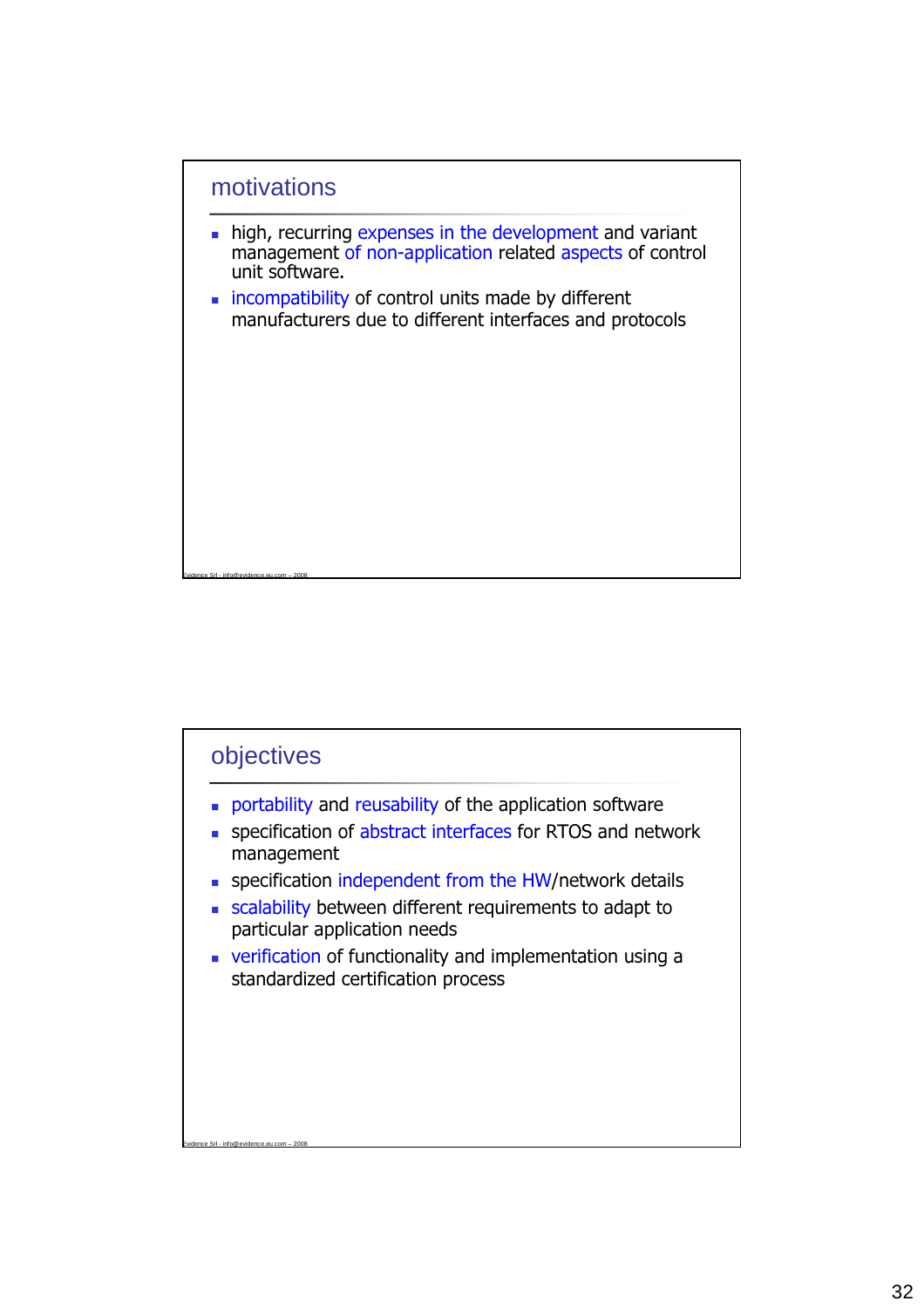## motivations

- high, recurring expenses in the development and variant management of non-application related aspects of control unit software.
- incompatibility of control units made by different manufacturers due to different interfaces and protocols

## objectives

- portability and reusability of the application software
- specification of abstract interfaces for RTOS and network management
- specification independent from the HW/network details
- scalability between different requirements to adapt to particular application needs
- verification of functionality and implementation using a standardized certification process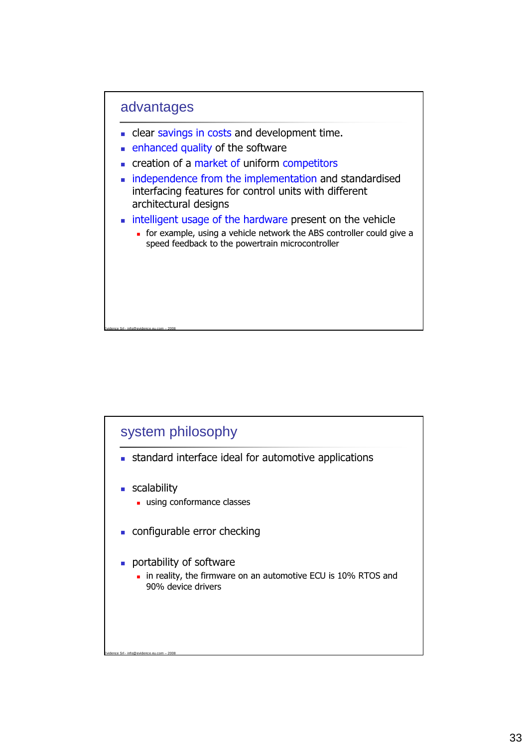## advantages

- clear savings in costs and development time.
- enhanced quality of the software
- creation of a market of uniform competitors
- independence from the implementation and standardised interfacing features for control units with different architectural designs
- intelligent usage of the hardware present on the vehicle
  - for example, using a vehicle network the ABS controller could give a speed feedback to the powertrain microcontroller

Evidence Srl - info@evidence.eu.com – 2008

## system philosophy

- standard interface ideal for automotive applications
- scalability
  - using conformance classes
- configurable error checking
- portability of software
  - in reality, the firmware on an automotive ECU is 10% RTOS and 90% device drivers

Evidence Srl - info@evidence.eu.com – 2008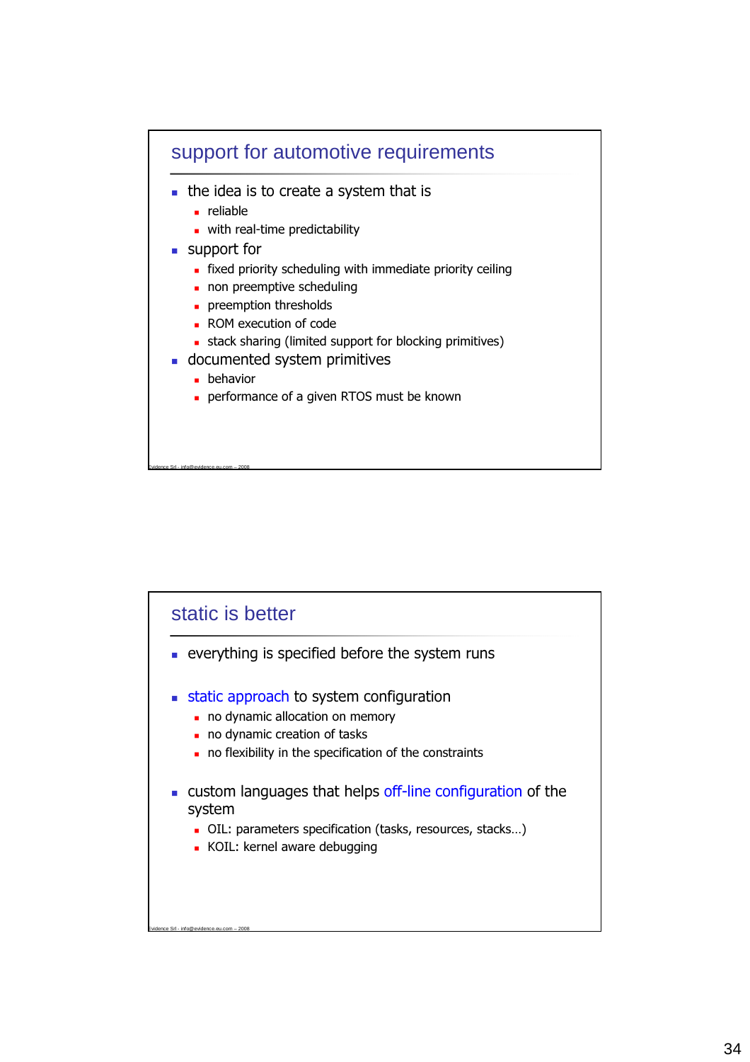## support for automotive requirements

- the idea is to create a system that is
  - reliable
  - with real-time predictability
- support for
  - fixed priority scheduling with immediate priority ceiling
  - non preemptive scheduling
  - preemption thresholds
  - ROM execution of code
  - stack sharing (limited support for blocking primitives)
- documented system primitives
  - behavior
  - performance of a given RTOS must be known

Evidence Srl - info@evidence.eu.com – 2008

## static is better

- everything is specified before the system runs
- static approach to system configuration
  - no dynamic allocation on memory
  - no dynamic creation of tasks
  - no flexibility in the specification of the constraints
- custom languages that helps off-line configuration of the system
  - OIL: parameters specification (tasks, resources, stacks…)
  - KOIL: kernel aware debugging

Evidence Srl - info@evidence.eu.com – 2008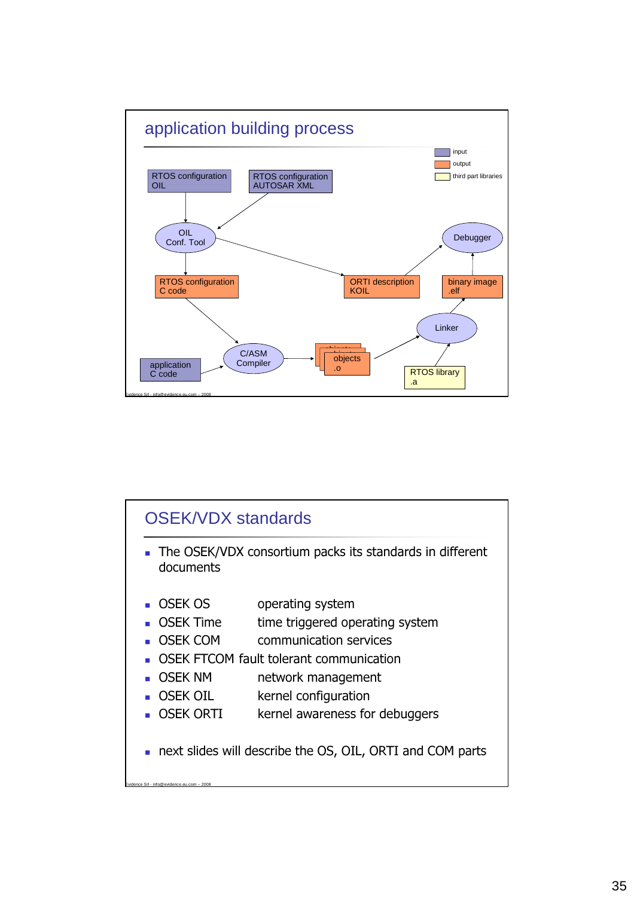## application building process

input

output

third part libraries

RTOS configuration OIL

RTOS configuration AUTOSAR XML

OIL Conf. Tool

Debugger

RTOS configuration C code

ORTI description KOIL

binary image .elf

Linker

application C code

C/ASM Compiler

objects .o

RTOS library .a

Evidence Srl - info@evidence.eu.com – 2008

## OSEK/VDX standards

- The OSEK/VDX consortium packs its standards in different documents

- OSEK OS operating system
- OSEK Time time triggered operating system
- OSEK COM communication services
- OSEK FTCOM fault tolerant communication
- OSEK NM network management
- OSEK OIL kernel configuration
- OSEK ORTI kernel awareness for debuggers

- next slides will describe the OS, OIL, ORTI and COM parts

Evidence Srl - info@evidence.eu.com – 2008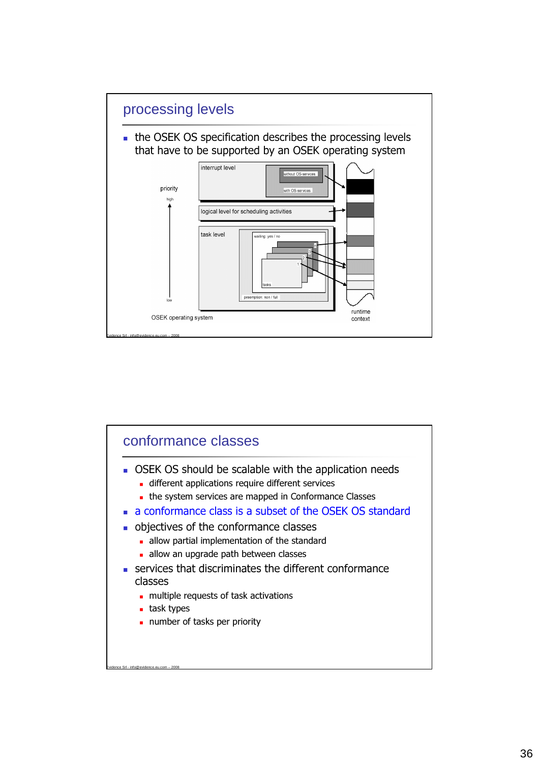## processing levels

- the OSEK OS specification describes the processing levels that have to be supported by an OSEK operating system

## conformance classes

- OSEK OS should be scalable with the application needs
  - different applications require different services
  - the system services are mapped in Conformance Classes
- a conformance class is a subset of the OSEK OS standard
- objectives of the conformance classes
  - allow partial implementation of the standard
  - allow an upgrade path between classes
- services that discriminates the different conformance classes
  - multiple requests of task activations
  - task types
  - number of tasks per priority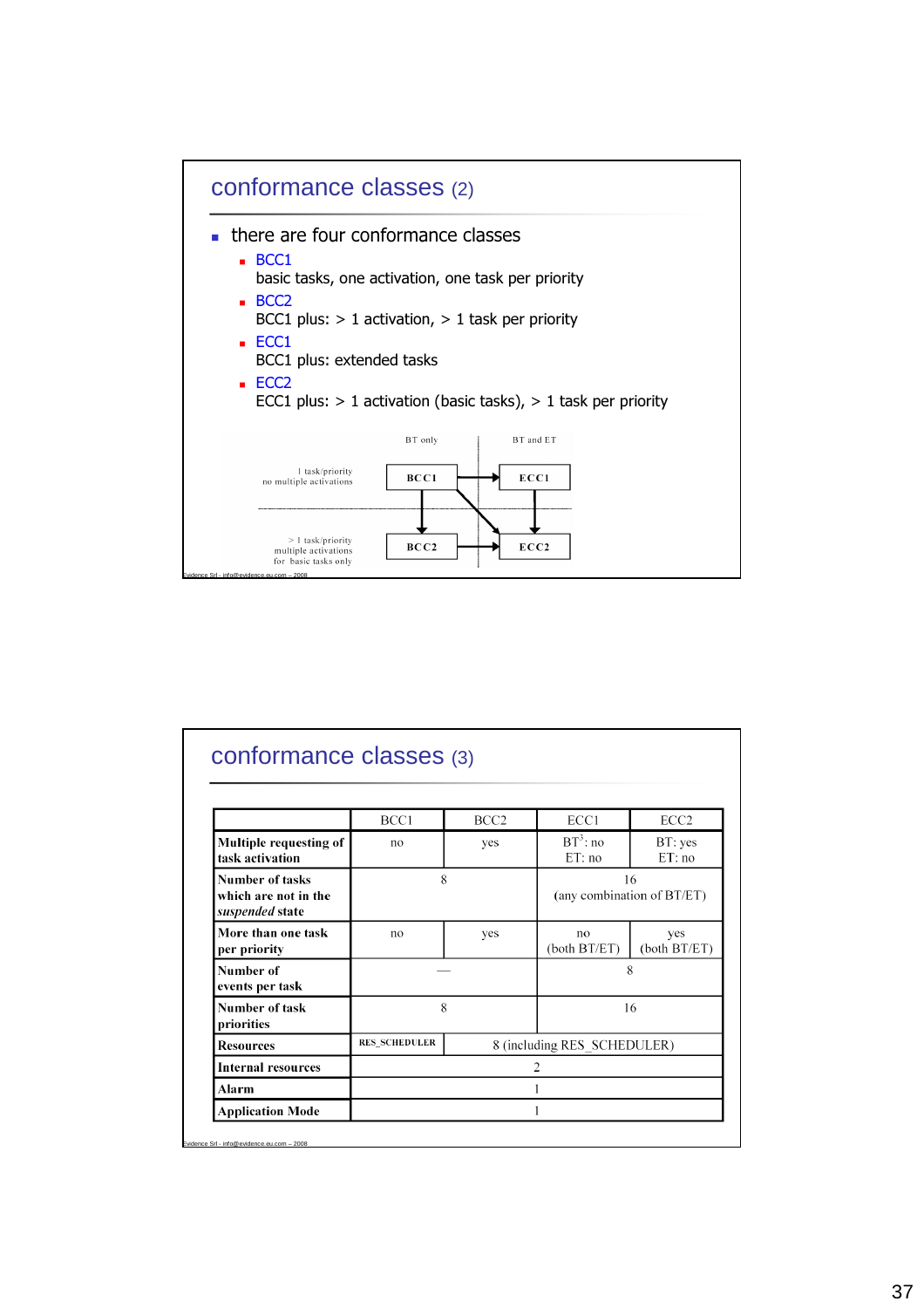## conformance classes (2)

- there are four conformance classes
  - BCC1
    basic tasks, one activation, one task per priority
  - BCC2
    BCC1 plus: > 1 activation, > 1 task per priority
  - ECC1
    BCC1 plus: extended tasks
  - ECC2
    ECC1 plus: > 1 activation (basic tasks), > 1 task per priority

| | BT only | BT and ET |
|---|---|---|
| 1 task/priority, no multiple activations | BCC1 | ECC1 |
| > 1 task/priority, multiple activations for basic tasks only | BCC2 | ECC2 |

Evidence Srl - info@evidence.eu.com – 2008

## conformance classes (3)

| | BCC1 | BCC2 | ECC1 | ECC2 |
|---|---|---|---|---|
| **Multiple requesting of task activation** | no | yes | BT[3]: no ET: no | BT: yes ET: no |
| **Number of tasks which are not in the *suspended* state** | 8 | | 16 (any combination of BT/ET) | |
| **More than one task per priority** | no | yes | no (both BT/ET) | yes (both BT/ET) |
| **Number of events per task** | — | | 8 | |
| **Number of task priorities** | 8 | | 16 | |
| **Resources** | RES_SCHEDULER | 8 (including RES_SCHEDULER) | | |
| **Internal resources** | 2 | | | |
| **Alarm** | 1 | | | |
| **Application Mode** | 1 | | | |

Evidence Srl - info@evidence.eu.com – 2008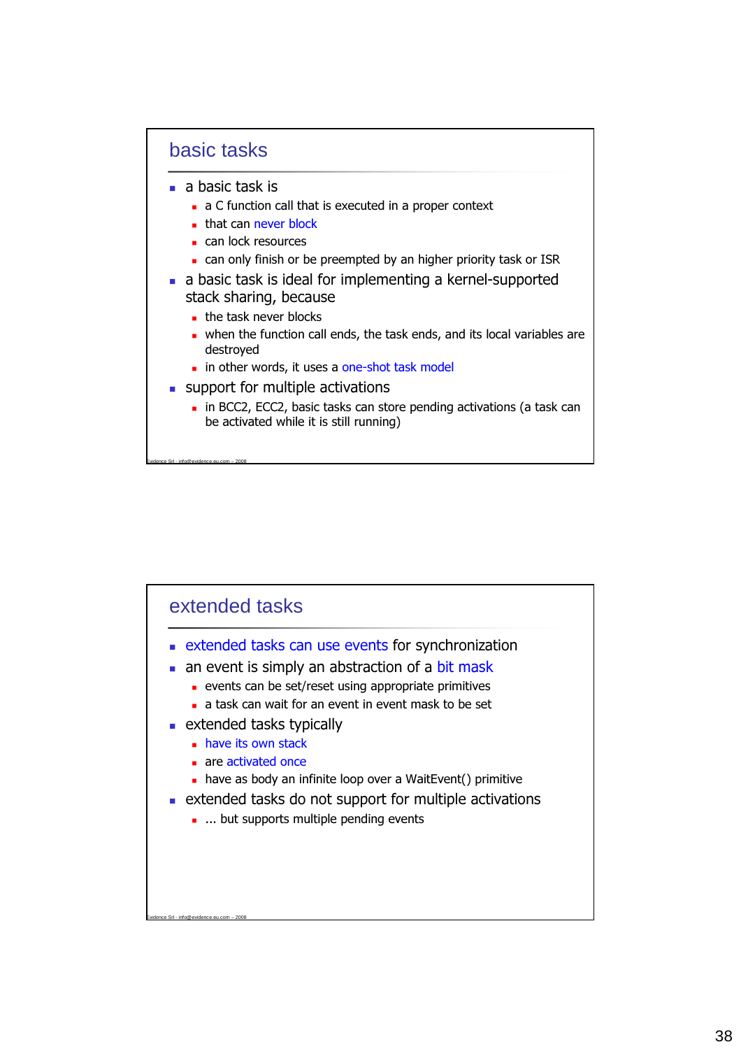## basic tasks

- a basic task is
  - a C function call that is executed in a proper context
  - that can never block
  - can lock resources
  - can only finish or be preempted by an higher priority task or ISR
- a basic task is ideal for implementing a kernel-supported stack sharing, because
  - the task never blocks
  - when the function call ends, the task ends, and its local variables are destroyed
  - in other words, it uses a one-shot task model
- support for multiple activations
  - in BCC2, ECC2, basic tasks can store pending activations (a task can be activated while it is still running)

## extended tasks

- extended tasks can use events for synchronization
- an event is simply an abstraction of a bit mask
  - events can be set/reset using appropriate primitives
  - a task can wait for an event in event mask to be set
- extended tasks typically
  - have its own stack
  - are activated once
  - have as body an infinite loop over a WaitEvent() primitive
- extended tasks do not support for multiple activations
  - ... but supports multiple pending events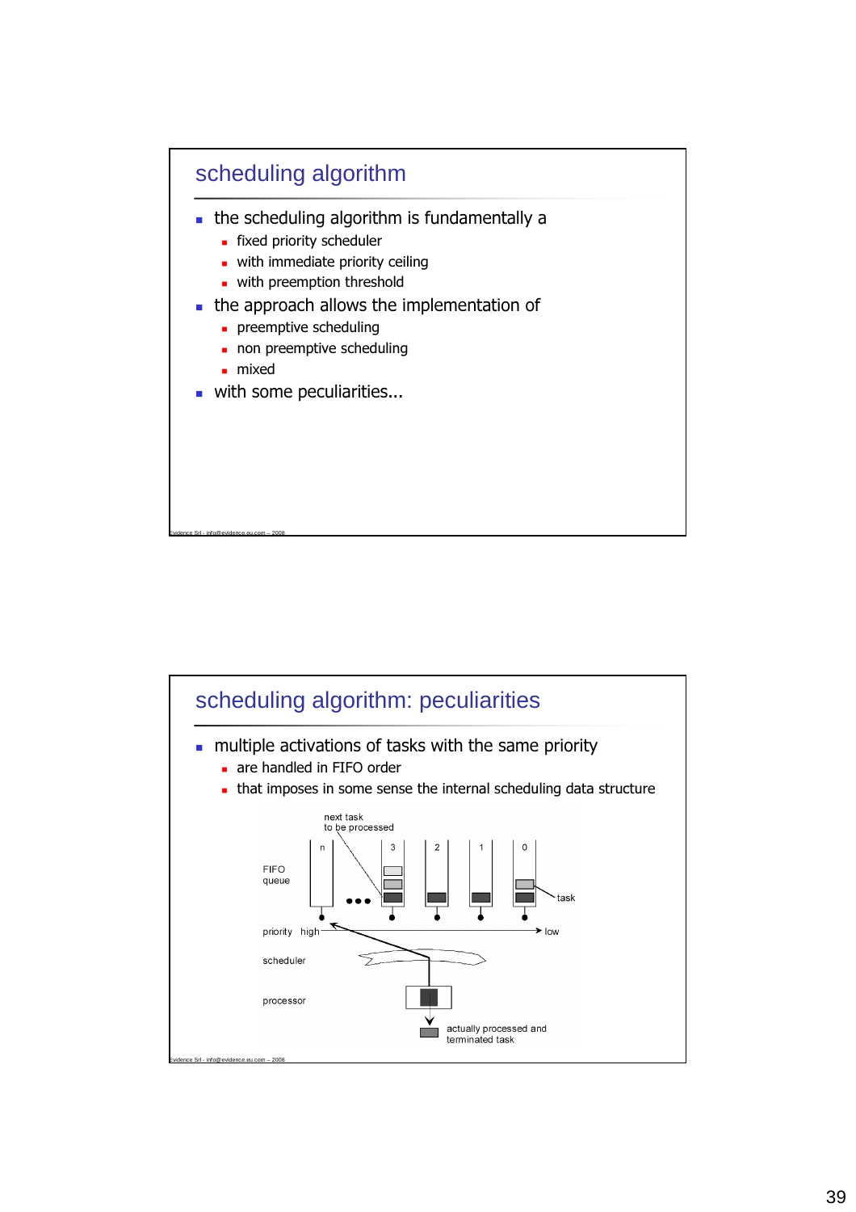## scheduling algorithm

- the scheduling algorithm is fundamentally a
  - fixed priority scheduler
  - with immediate priority ceiling
  - with preemption threshold
- the approach allows the implementation of
  - preemptive scheduling
  - non preemptive scheduling
  - mixed
- with some peculiarities...

## scheduling algorithm: peculiarities

- multiple activations of tasks with the same priority
  - are handled in FIFO order
  - that imposes in some sense the internal scheduling data structure

next task to be processed

FIFO queue

n, 3, 2, 1, 0

task

priority high → low

scheduler

processor

actually processed and terminated task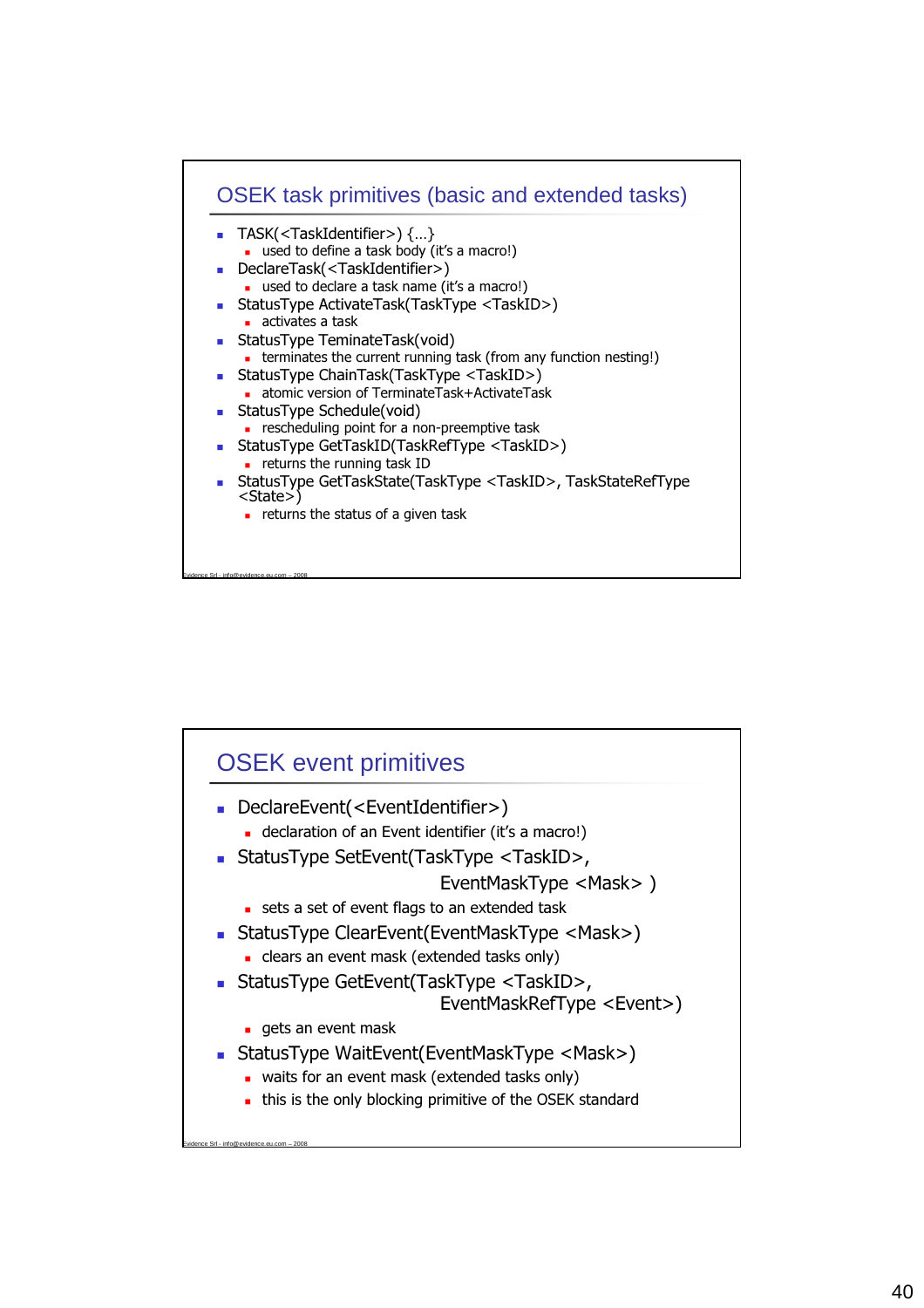## OSEK task primitives (basic and extended tasks)

- TASK(<TaskIdentifier>) {…}
  - used to define a task body (it's a macro!)
- DeclareTask(<TaskIdentifier>)
  - used to declare a task name (it's a macro!)
- StatusType ActivateTask(TaskType <TaskID>)
  - activates a task
- StatusType TeminateTask(void)
  - terminates the current running task (from any function nesting!)
- StatusType ChainTask(TaskType <TaskID>)
  - atomic version of TerminateTask+ActivateTask
- StatusType Schedule(void)
  - rescheduling point for a non-preemptive task
- StatusType GetTaskID(TaskRefType <TaskID>)
  - returns the running task ID
- StatusType GetTaskState(TaskType <TaskID>, TaskStateRefType <State>)
  - returns the status of a given task

Evidence Srl - info@evidence.eu.com – 2008

## OSEK event primitives

- DeclareEvent(<EventIdentifier>)
  - declaration of an Event identifier (it's a macro!)
- StatusType SetEvent(TaskType <TaskID>, EventMaskType <Mask> )
  - sets a set of event flags to an extended task
- StatusType ClearEvent(EventMaskType <Mask>)
  - clears an event mask (extended tasks only)
- StatusType GetEvent(TaskType <TaskID>, EventMaskRefType <Event>)
  - gets an event mask
- StatusType WaitEvent(EventMaskType <Mask>)
  - waits for an event mask (extended tasks only)
  - this is the only blocking primitive of the OSEK standard

Evidence Srl - info@evidence.eu.com – 2008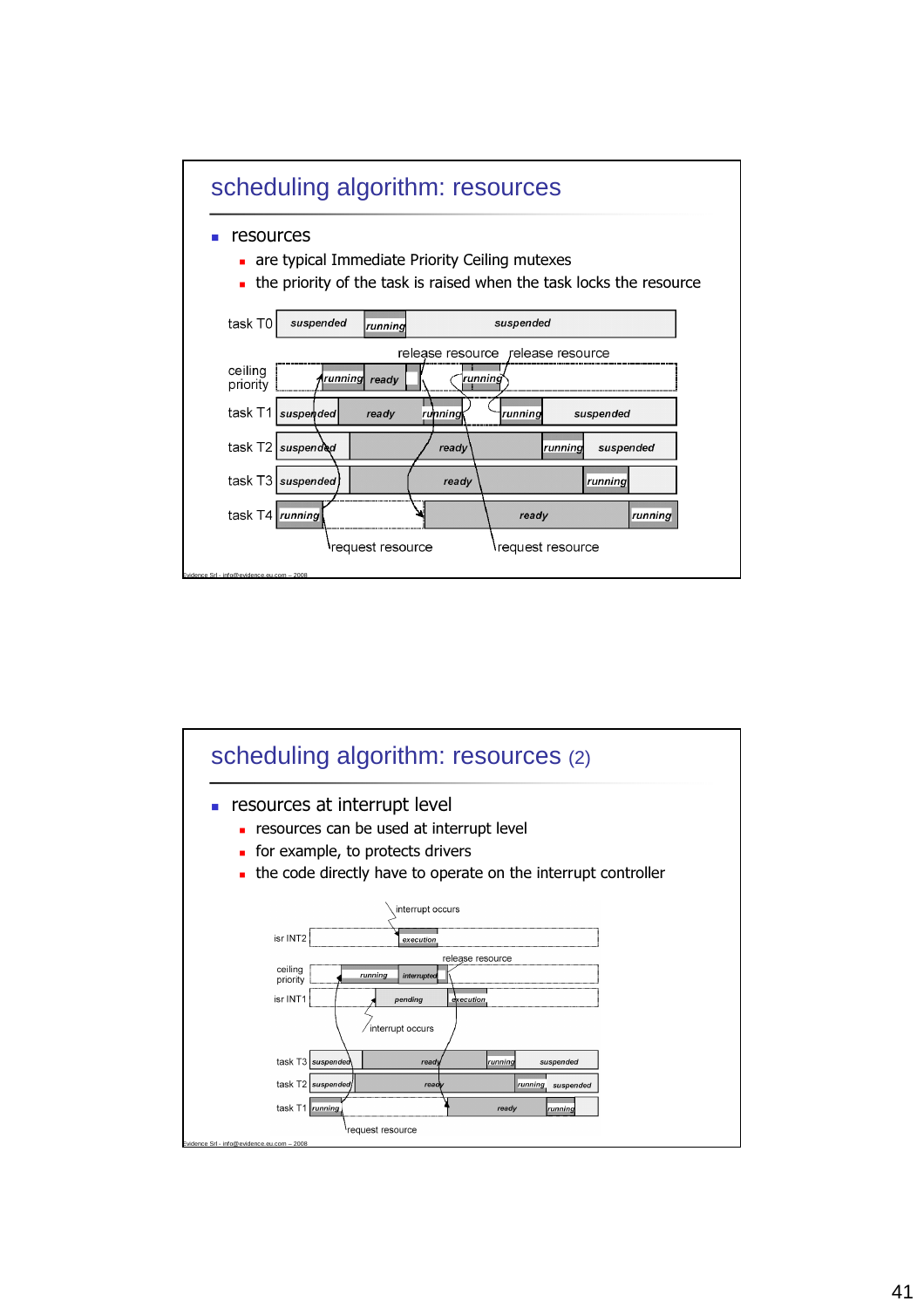# scheduling algorithm: resources

- resources
  - are typical Immediate Priority Ceiling mutexes
  - the priority of the task is raised when the task locks the resource

task T0: suspended | running | suspended

ceiling priority: running | ready | running

task T1: suspended | ready | running | running | suspended

task T2: suspended | ready | running | suspended

task T3: suspended | ready | running

task T4: running | ready | running

release resource — release resource

request resource — request resource

Evidence Srl - info@evidence.eu.com – 2008

# scheduling algorithm: resources (2)

- resources at interrupt level
  - resources can be used at interrupt level
  - for example, to protects drivers
  - the code directly have to operate on the interrupt controller

isr INT2: execution

ceiling priority: running | interrupted

isr INT1: pending | execution

task T3: suspended | ready | running | suspended

task T2: suspended | ready | running | suspended

task T1: running | ready | running

interrupt occurs — release resource — interrupt occurs — request resource

Evidence Srl - info@evidence.eu.com – 2008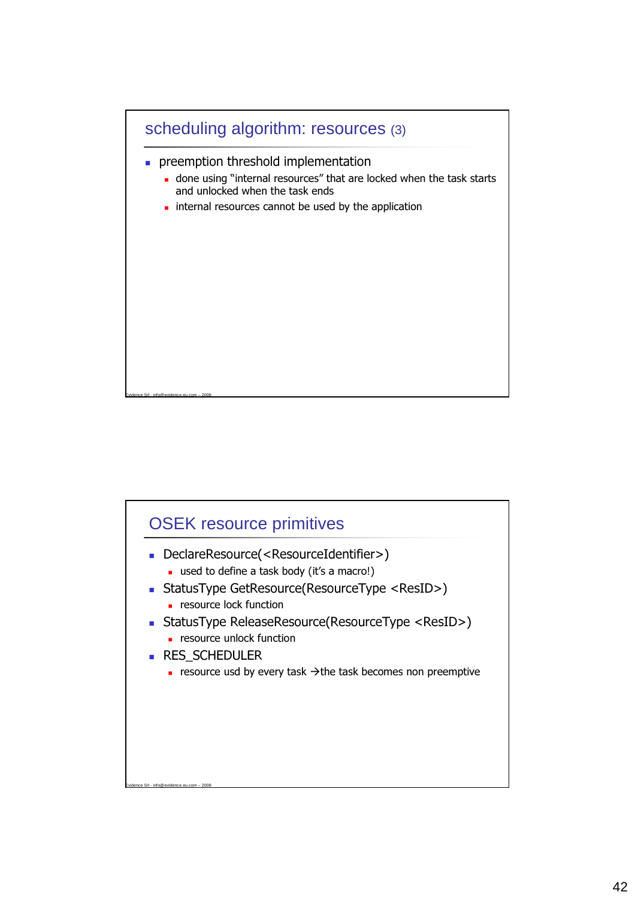## scheduling algorithm: resources (3)

- preemption threshold implementation
  - done using “internal resources” that are locked when the task starts and unlocked when the task ends
  - internal resources cannot be used by the application

## OSEK resource primitives

- DeclareResource(<ResourceIdentifier>)
  - used to define a task body (it’s a macro!)
- StatusType GetResource(ResourceType <ResID>)
  - resource lock function
- StatusType ReleaseResource(ResourceType <ResID>)
  - resource unlock function
- RES_SCHEDULER
  - resource usd by every task →the task becomes non preemptive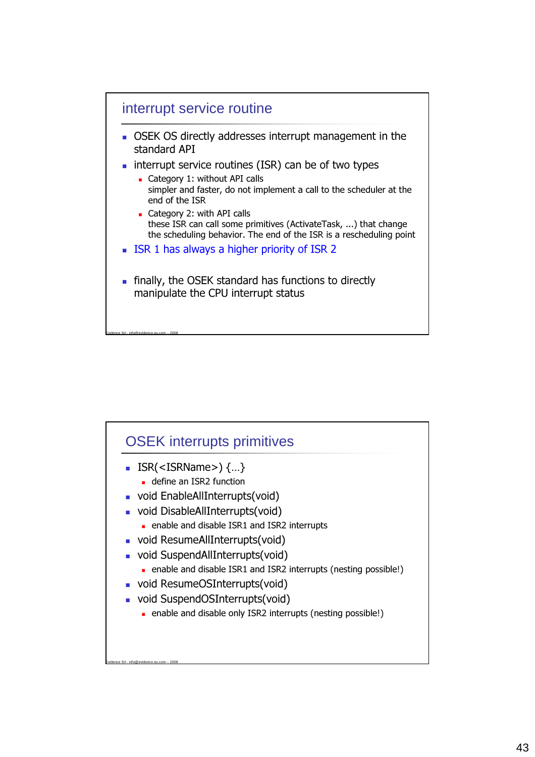## interrupt service routine

- OSEK OS directly addresses interrupt management in the standard API
- interrupt service routines (ISR) can be of two types
  - Category 1: without API calls
    simpler and faster, do not implement a call to the scheduler at the end of the ISR
  - Category 2: with API calls
    these ISR can call some primitives (ActivateTask, ...) that change the scheduling behavior. The end of the ISR is a rescheduling point
- ISR 1 has always a higher priority of ISR 2
- finally, the OSEK standard has functions to directly manipulate the CPU interrupt status

Evidence Srl - info@evidence.eu.com – 2008

## OSEK interrupts primitives

- ISR(<ISRName>) {...}
  - define an ISR2 function
- void EnableAllInterrupts(void)
- void DisableAllInterrupts(void)
  - enable and disable ISR1 and ISR2 interrupts
- void ResumeAllInterrupts(void)
- void SuspendAllInterrupts(void)
  - enable and disable ISR1 and ISR2 interrupts (nesting possible!)
- void ResumeOSInterrupts(void)
- void SuspendOSInterrupts(void)
  - enable and disable only ISR2 interrupts (nesting possible!)

Evidence Srl - info@evidence.eu.com – 2008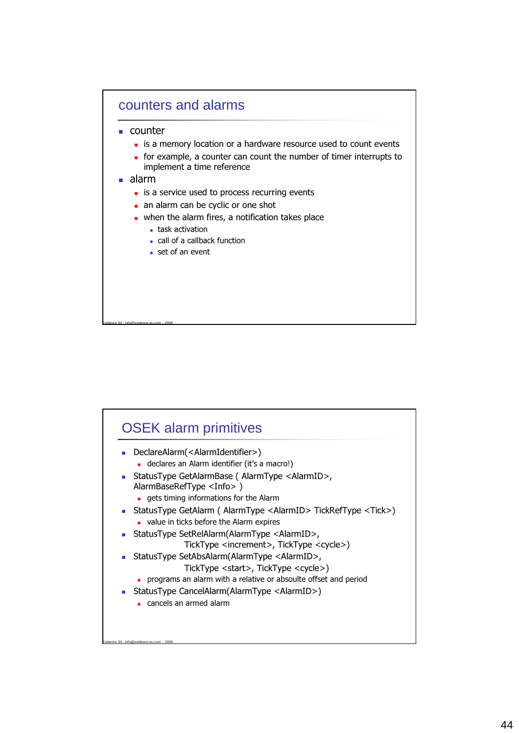## counters and alarms

- counter
  - is a memory location or a hardware resource used to count events
  - for example, a counter can count the number of timer interrupts to implement a time reference
- alarm
  - is a service used to process recurring events
  - an alarm can be cyclic or one shot
  - when the alarm fires, a notification takes place
    - task activation
    - call of a callback function
    - set of an event

## OSEK alarm primitives

- DeclareAlarm(<AlarmIdentifier>)
  - declares an Alarm identifier (it's a macro!)
- StatusType GetAlarmBase ( AlarmType <AlarmID>, AlarmBaseRefType <Info> )
  - gets timing informations for the Alarm
- StatusType GetAlarm ( AlarmType <AlarmID> TickRefType <Tick>)
  - value in ticks before the Alarm expires
- StatusType SetRelAlarm(AlarmType <AlarmID>, TickType <increment>, TickType <cycle>)
- StatusType SetAbsAlarm(AlarmType <AlarmID>, TickType <start>, TickType <cycle>)
  - programs an alarm with a relative or absoulte offset and period
- StatusType CancelAlarm(AlarmType <AlarmID>)
  - cancels an armed alarm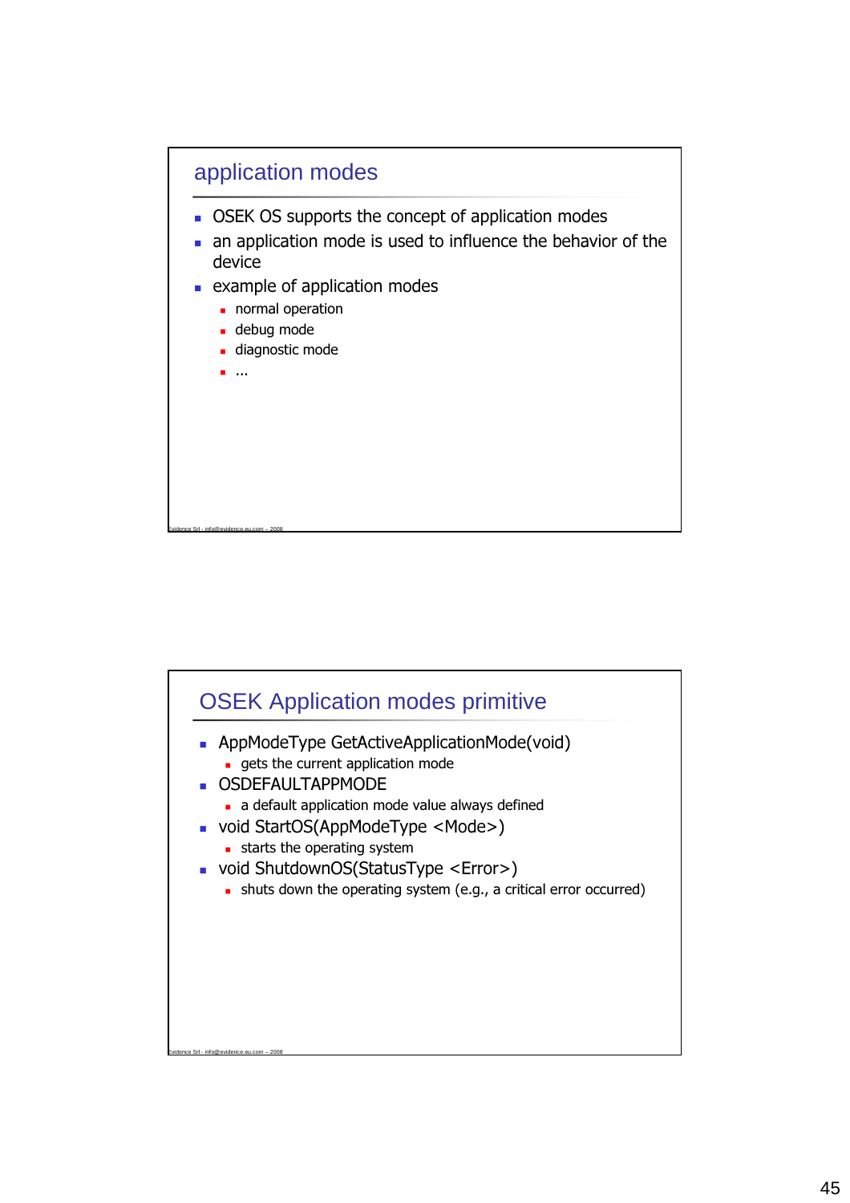## application modes

- OSEK OS supports the concept of application modes
- an application mode is used to influence the behavior of the device
- example of application modes
  - normal operation
  - debug mode
  - diagnostic mode
  - ...

Evidence Srl - info@evidence.eu.com – 2008

## OSEK Application modes primitive

- AppModeType GetActiveApplicationMode(void)
  - gets the current application mode
- OSDEFAULTAPPMODE
  - a default application mode value always defined
- void StartOS(AppModeType <Mode>)
  - starts the operating system
- void ShutdownOS(StatusType <Error>)
  - shuts down the operating system (e.g., a critical error occurred)

Evidence Srl - info@evidence.eu.com – 2008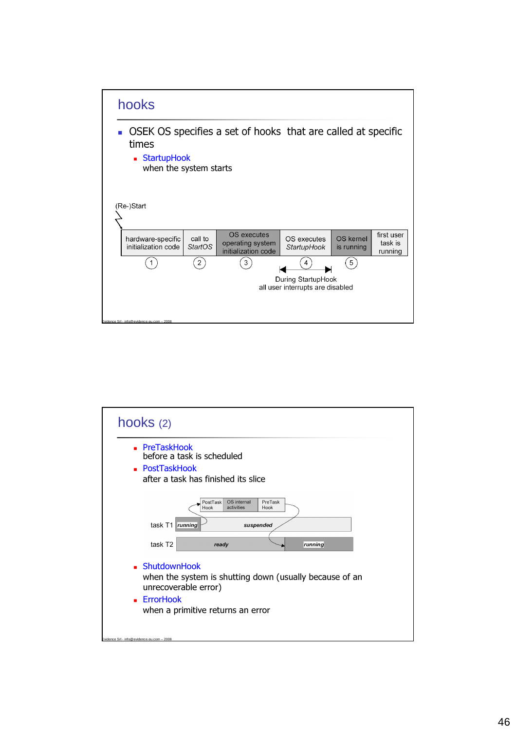## hooks

- OSEK OS specifies a set of hooks that are called at specific times
  - StartupHook
    when the system starts

(Re-)Start

| hardware-specific initialization code | call to *StartOS* | OS executes operating system initialization code | OS executes *StartupHook* | OS kernel is running | first user task is running |
|---|---|---|---|---|---|
| 1 | 2 | 3 | 4 | 5 | |

During StartupHook
all user interrupts are disabled

## hooks (2)

- PreTaskHook
  before a task is scheduled
- PostTaskHook
  after a task has finished its slice

PostTask Hook | OS internal activities | PreTask Hook

task T1: *running* → *suspended*

task T2: *ready* → *running*

- ShutdownHook
  when the system is shutting down (usually because of an unrecoverable error)
- ErrorHook
  when a primitive returns an error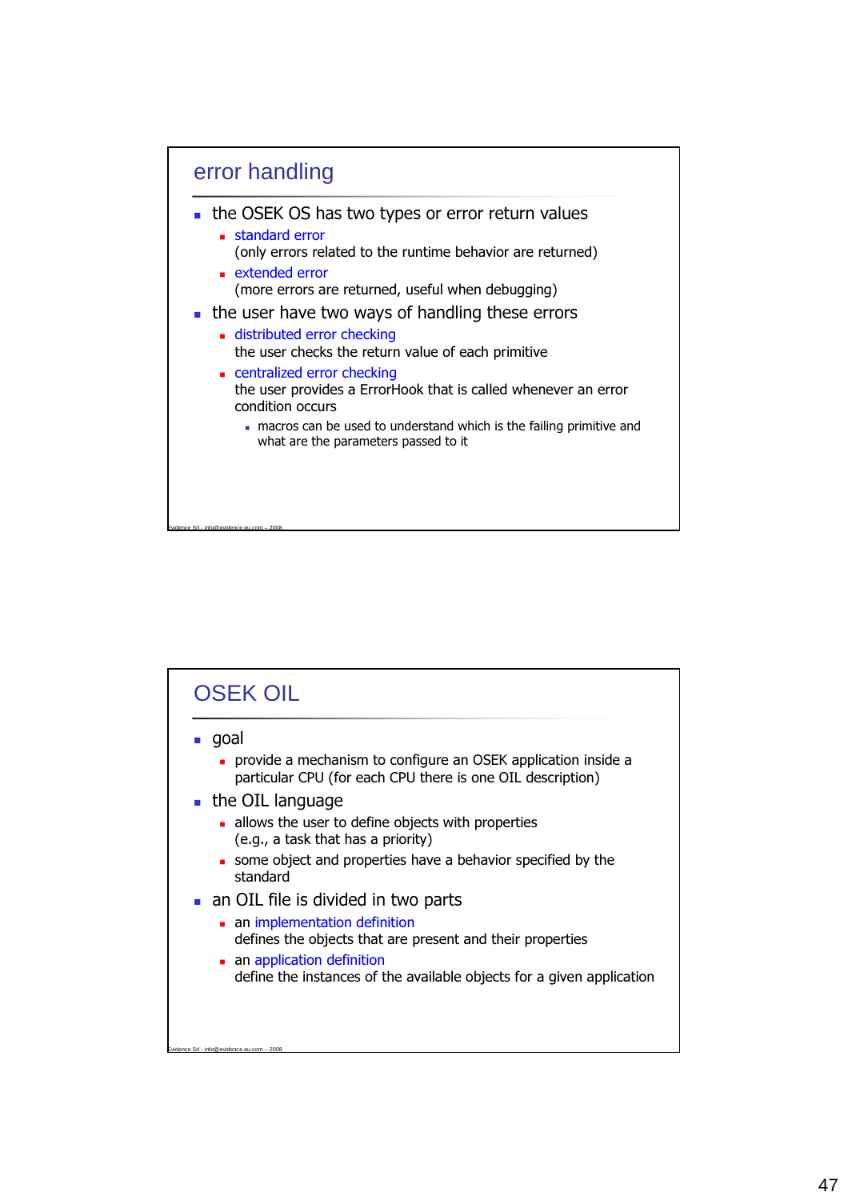## error handling

- the OSEK OS has two types or error return values
  - standard error
    (only errors related to the runtime behavior are returned)
  - extended error
    (more errors are returned, useful when debugging)
- the user have two ways of handling these errors
  - distributed error checking
    the user checks the return value of each primitive
  - centralized error checking
    the user provides a ErrorHook that is called whenever an error condition occurs
    - macros can be used to understand which is the failing primitive and what are the parameters passed to it

## OSEK OIL

- goal
  - provide a mechanism to configure an OSEK application inside a particular CPU (for each CPU there is one OIL description)
- the OIL language
  - allows the user to define objects with properties
    (e.g., a task that has a priority)
  - some object and properties have a behavior specified by the standard
- an OIL file is divided in two parts
  - an implementation definition
    defines the objects that are present and their properties
  - an application definition
    define the instances of the available objects for a given application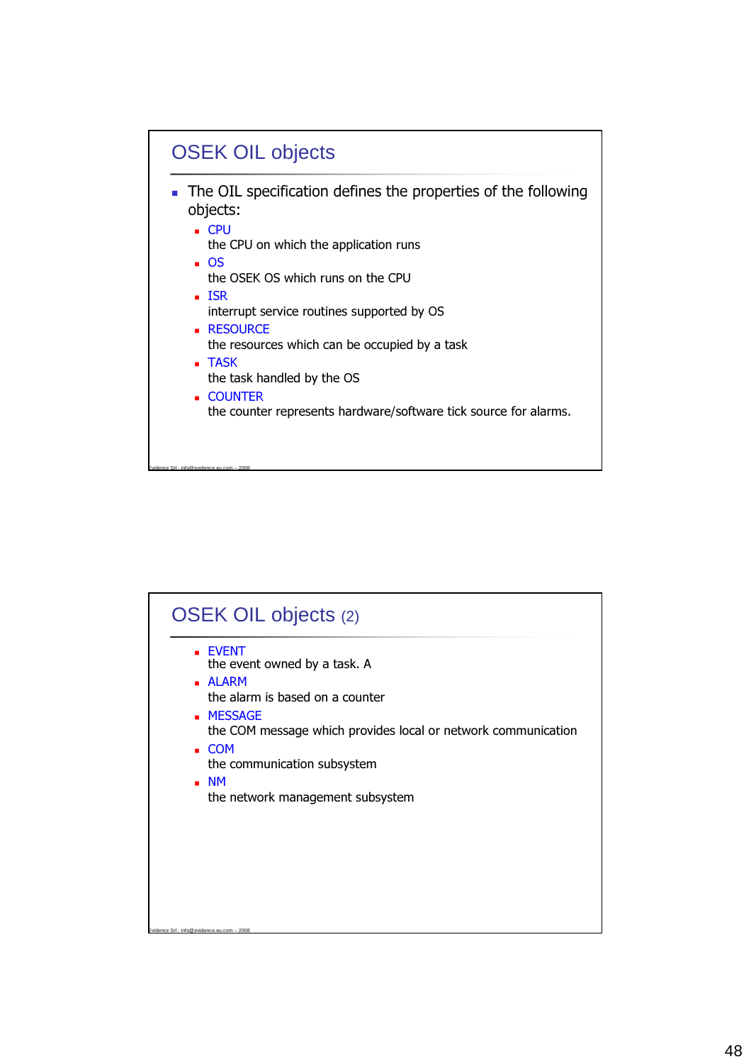## OSEK OIL objects

- The OIL specification defines the properties of the following objects:
  - CPU
    the CPU on which the application runs
  - OS
    the OSEK OS which runs on the CPU
  - ISR
    interrupt service routines supported by OS
  - RESOURCE
    the resources which can be occupied by a task
  - TASK
    the task handled by the OS
  - COUNTER
    the counter represents hardware/software tick source for alarms.

Evidence Srl - info@evidence.eu.com – 2008

## OSEK OIL objects (2)

- EVENT
  the event owned by a task. A
- ALARM
  the alarm is based on a counter
- MESSAGE
  the COM message which provides local or network communication
- COM
  the communication subsystem
- NM
  the network management subsystem

Evidence Srl - info@evidence.eu.com – 2008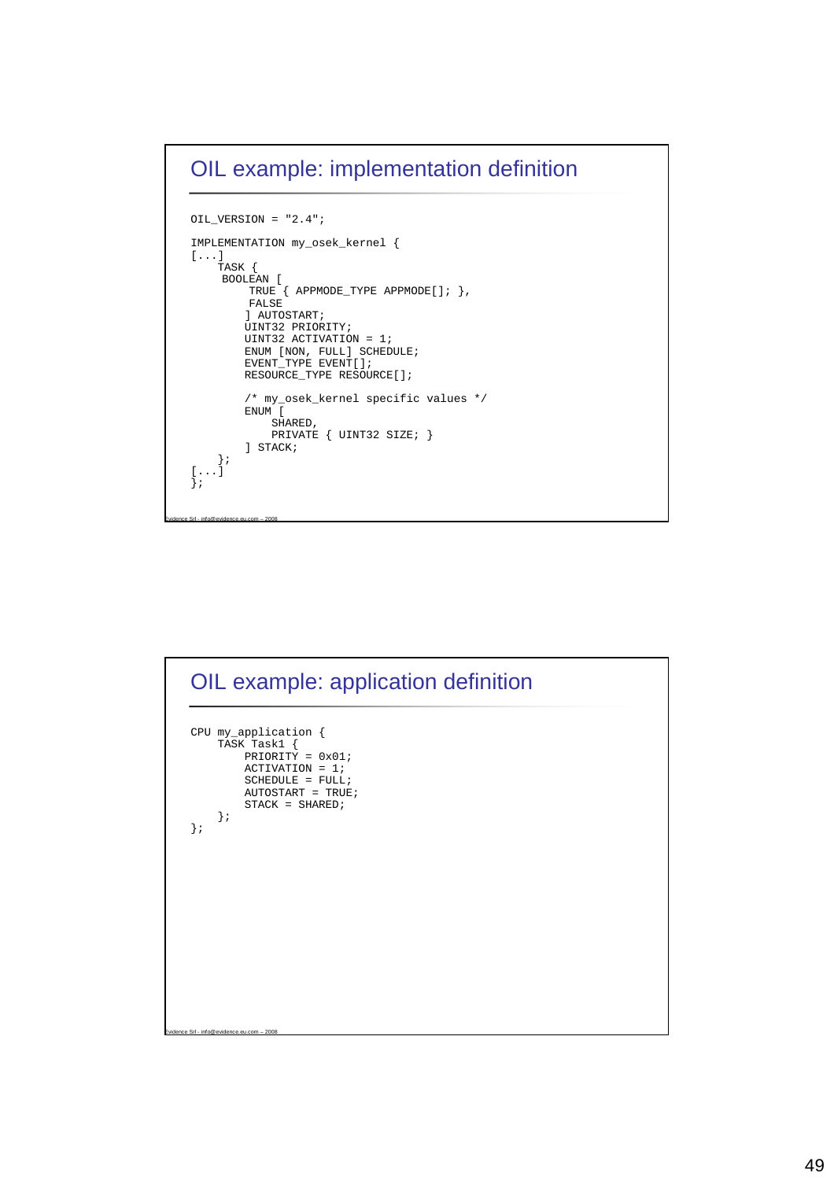## OIL example: implementation definition

```
OIL_VERSION = "2.4";

IMPLEMENTATION my_osek_kernel {
[...]
    TASK {
     BOOLEAN [
         TRUE { APPMODE_TYPE APPMODE[]; },
         FALSE
        ] AUTOSTART;
        UINT32 PRIORITY;
        UINT32 ACTIVATION = 1;
        ENUM [NON, FULL] SCHEDULE;
        EVENT_TYPE EVENT[];
        RESOURCE_TYPE RESOURCE[];

        /* my_osek_kernel specific values */
        ENUM [
            SHARED,
            PRIVATE { UINT32 SIZE; }
        ] STACK;
    };
[...]
};
```

Evidence Srl - info@evidence.eu.com – 2008

## OIL example: application definition

```
CPU my_application {
    TASK Task1 {
        PRIORITY = 0x01;
        ACTIVATION = 1;
        SCHEDULE = FULL;
        AUTOSTART = TRUE;
        STACK = SHARED;
    };
};
```

Evidence Srl - info@evidence.eu.com – 2008